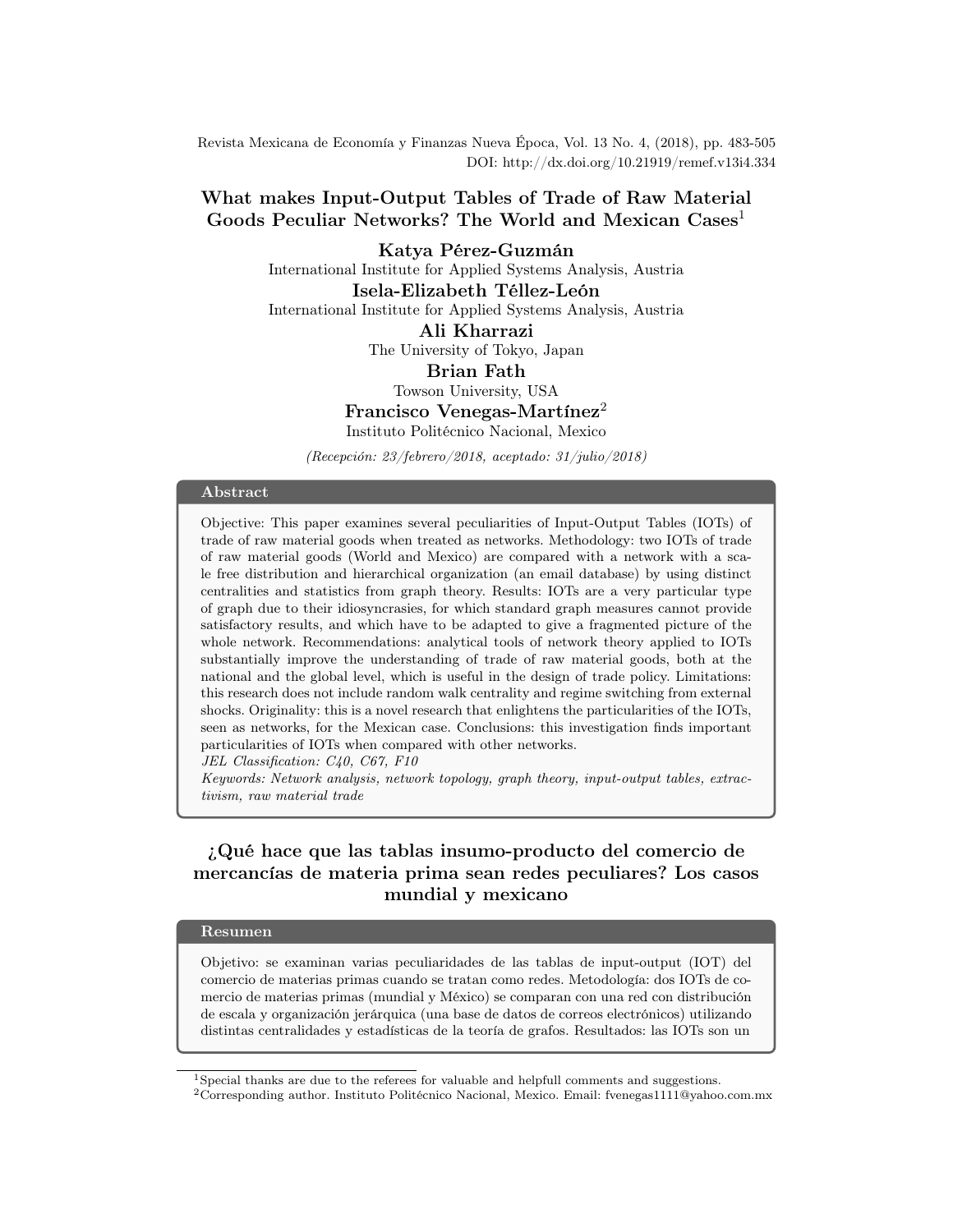Revista Mexicana de Economía y Finanzas Nueva Época, Vol. 13 No. 4, (2018), pp. 483-505
DOI: http://dx.doi.org/10.21919/remef.v13i4.334

# What makes Input-Output Tables of Trade of Raw Material Goods Peculiar Networks? The World and Mexican Cases[1]

**Katya Pérez-Guzmán**
International Institute for Applied Systems Analysis, Austria

**Isela-Elizabeth Téllez-León**
International Institute for Applied Systems Analysis, Austria

**Ali Kharrazi**
The University of Tokyo, Japan

**Brian Fath**
Towson University, USA

**Francisco Venegas-Martínez**[2]
Instituto Politécnico Nacional, Mexico

*(Recepción: 23/febrero/2018, aceptado: 31/julio/2018)*

## Abstract

Objective: This paper examines several peculiarities of Input-Output Tables (IOTs) of trade of raw material goods when treated as networks. Methodology: two IOTs of trade of raw material goods (World and Mexico) are compared with a network with a scale free distribution and hierarchical organization (an email database) by using distinct centralities and statistics from graph theory. Results: IOTs are a very particular type of graph due to their idiosyncrasies, for which standard graph measures cannot provide satisfactory results, and which have to be adapted to give a fragmented picture of the whole network. Recommendations: analytical tools of network theory applied to IOTs substantially improve the understanding of trade of raw material goods, both at the national and the global level, which is useful in the design of trade policy. Limitations: this research does not include random walk centrality and regime switching from external shocks. Originality: this is a novel research that enlightens the particularities of the IOTs, seen as networks, for the Mexican case. Conclusions: this investigation finds important particularities of IOTs when compared with other networks.

*JEL Classification: C40, C67, F10*

*Keywords: Network analysis, network topology, graph theory, input-output tables, extractivism, raw material trade*

# ¿Qué hace que las tablas insumo-producto del comercio de mercancías de materia prima sean redes peculiares? Los casos mundial y mexicano

## Resumen

Objetivo: se examinan varias peculiaridades de las tablas de input-output (IOT) del comercio de materias primas cuando se tratan como redes. Metodología: dos IOTs de comercio de materias primas (mundial y México) se comparan con una red con distribución de escala y organización jerárquica (una base de datos de correos electrónicos) utilizando distintas centralidades y estadísticas de la teoría de grafos. Resultados: las IOTs son un

[1] Special thanks are due to the referees for valuable and helpfull comments and suggestions.

[2] Corresponding author. Instituto Politécnico Nacional, Mexico. Email: fvenegas1111@yahoo.com.mx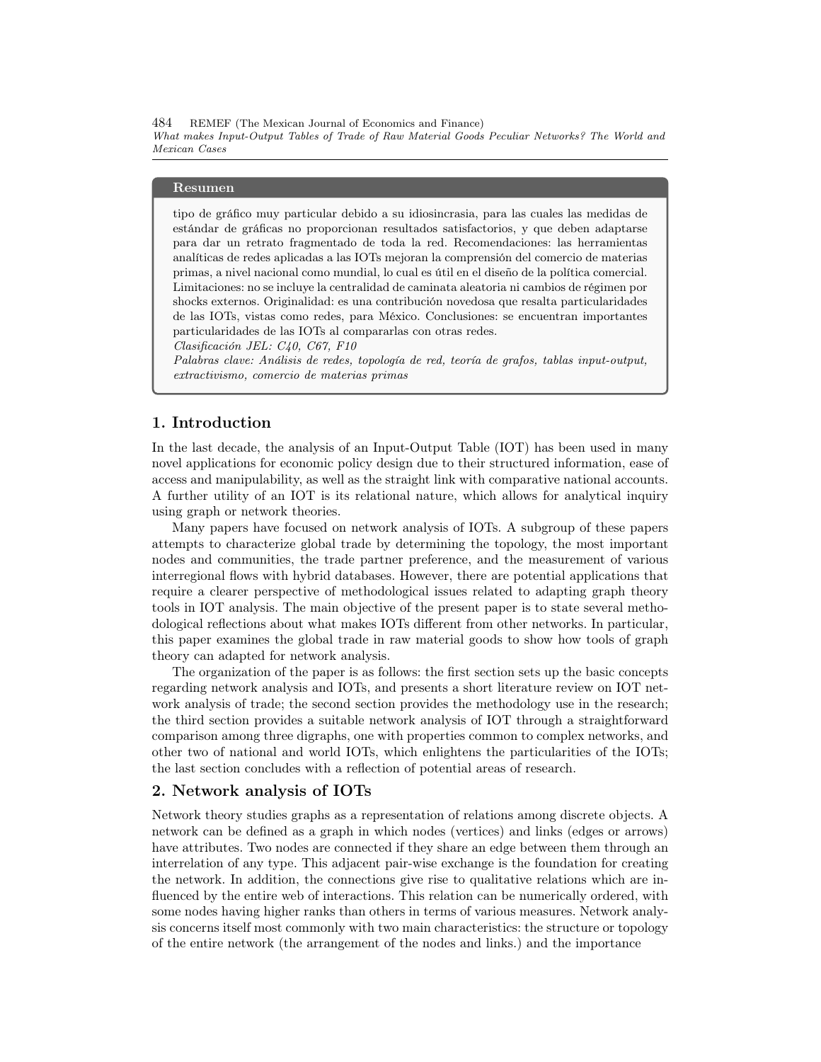**Resumen**

tipo de gráfico muy particular debido a su idiosincrasia, para las cuales las medidas de estándar de gráficas no proporcionan resultados satisfactorios, y que deben adaptarse para dar un retrato fragmentado de toda la red. Recomendaciones: las herramientas analíticas de redes aplicadas a las IOTs mejoran la comprensión del comercio de materias primas, a nivel nacional como mundial, lo cual es útil en el diseño de la política comercial. Limitaciones: no se incluye la centralidad de caminata aleatoria ni cambios de régimen por shocks externos. Originalidad: es una contribución novedosa que resalta particularidades de las IOTs, vistas como redes, para México. Conclusiones: se encuentran importantes particularidades de las IOTs al compararlas con otras redes.

*Clasificación JEL: C40, C67, F10*

*Palabras clave: Análisis de redes, topología de red, teoría de grafos, tablas input-output, extractivismo, comercio de materias primas*

## 1. Introduction

In the last decade, the analysis of an Input-Output Table (IOT) has been used in many novel applications for economic policy design due to their structured information, ease of access and manipulability, as well as the straight link with comparative national accounts. A further utility of an IOT is its relational nature, which allows for analytical inquiry using graph or network theories.

Many papers have focused on network analysis of IOTs. A subgroup of these papers attempts to characterize global trade by determining the topology, the most important nodes and communities, the trade partner preference, and the measurement of various interregional flows with hybrid databases. However, there are potential applications that require a clearer perspective of methodological issues related to adapting graph theory tools in IOT analysis. The main objective of the present paper is to state several methodological reflections about what makes IOTs different from other networks. In particular, this paper examines the global trade in raw material goods to show how tools of graph theory can adapted for network analysis.

The organization of the paper is as follows: the first section sets up the basic concepts regarding network analysis and IOTs, and presents a short literature review on IOT network analysis of trade; the second section provides the methodology use in the research; the third section provides a suitable network analysis of IOT through a straightforward comparison among three digraphs, one with properties common to complex networks, and other two of national and world IOTs, which enlightens the particularities of the IOTs; the last section concludes with a reflection of potential areas of research.

## 2. Network analysis of IOTs

Network theory studies graphs as a representation of relations among discrete objects. A network can be defined as a graph in which nodes (vertices) and links (edges or arrows) have attributes. Two nodes are connected if they share an edge between them through an interrelation of any type. This adjacent pair-wise exchange is the foundation for creating the network. In addition, the connections give rise to qualitative relations which are influenced by the entire web of interactions. This relation can be numerically ordered, with some nodes having higher ranks than others in terms of various measures. Network analysis concerns itself most commonly with two main characteristics: the structure or topology of the entire network (the arrangement of the nodes and links.) and the importance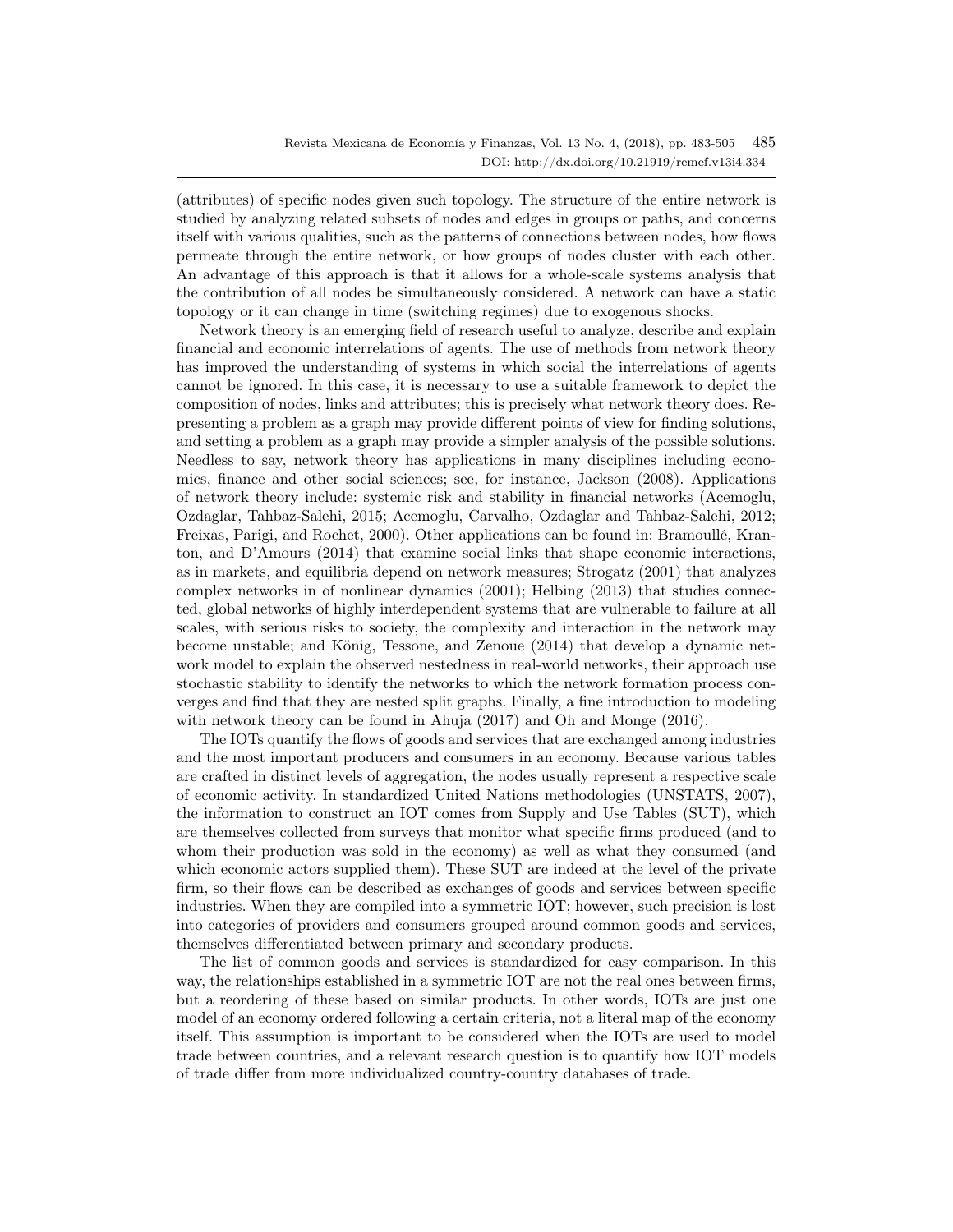(attributes) of specific nodes given such topology. The structure of the entire network is studied by analyzing related subsets of nodes and edges in groups or paths, and concerns itself with various qualities, such as the patterns of connections between nodes, how flows permeate through the entire network, or how groups of nodes cluster with each other. An advantage of this approach is that it allows for a whole-scale systems analysis that the contribution of all nodes be simultaneously considered. A network can have a static topology or it can change in time (switching regimes) due to exogenous shocks.

Network theory is an emerging field of research useful to analyze, describe and explain financial and economic interrelations of agents. The use of methods from network theory has improved the understanding of systems in which social the interrelations of agents cannot be ignored. In this case, it is necessary to use a suitable framework to depict the composition of nodes, links and attributes; this is precisely what network theory does. Representing a problem as a graph may provide different points of view for finding solutions, and setting a problem as a graph may provide a simpler analysis of the possible solutions. Needless to say, network theory has applications in many disciplines including economics, finance and other social sciences; see, for instance, Jackson (2008). Applications of network theory include: systemic risk and stability in financial networks (Acemoglu, Ozdaglar, Tahbaz-Salehi, 2015; Acemoglu, Carvalho, Ozdaglar and Tahbaz-Salehi, 2012; Freixas, Parigi, and Rochet, 2000). Other applications can be found in: Bramoullé, Kranton, and D'Amours (2014) that examine social links that shape economic interactions, as in markets, and equilibria depend on network measures; Strogatz (2001) that analyzes complex networks in of nonlinear dynamics (2001); Helbing (2013) that studies connected, global networks of highly interdependent systems that are vulnerable to failure at all scales, with serious risks to society, the complexity and interaction in the network may become unstable; and König, Tessone, and Zenoue (2014) that develop a dynamic network model to explain the observed nestedness in real-world networks, their approach use stochastic stability to identify the networks to which the network formation process converges and find that they are nested split graphs. Finally, a fine introduction to modeling with network theory can be found in Ahuja (2017) and Oh and Monge (2016).

The IOTs quantify the flows of goods and services that are exchanged among industries and the most important producers and consumers in an economy. Because various tables are crafted in distinct levels of aggregation, the nodes usually represent a respective scale of economic activity. In standardized United Nations methodologies (UNSTATS, 2007), the information to construct an IOT comes from Supply and Use Tables (SUT), which are themselves collected from surveys that monitor what specific firms produced (and to whom their production was sold in the economy) as well as what they consumed (and which economic actors supplied them). These SUT are indeed at the level of the private firm, so their flows can be described as exchanges of goods and services between specific industries. When they are compiled into a symmetric IOT; however, such precision is lost into categories of providers and consumers grouped around common goods and services, themselves differentiated between primary and secondary products.

The list of common goods and services is standardized for easy comparison. In this way, the relationships established in a symmetric IOT are not the real ones between firms, but a reordering of these based on similar products. In other words, IOTs are just one model of an economy ordered following a certain criteria, not a literal map of the economy itself. This assumption is important to be considered when the IOTs are used to model trade between countries, and a relevant research question is to quantify how IOT models of trade differ from more individualized country-country databases of trade.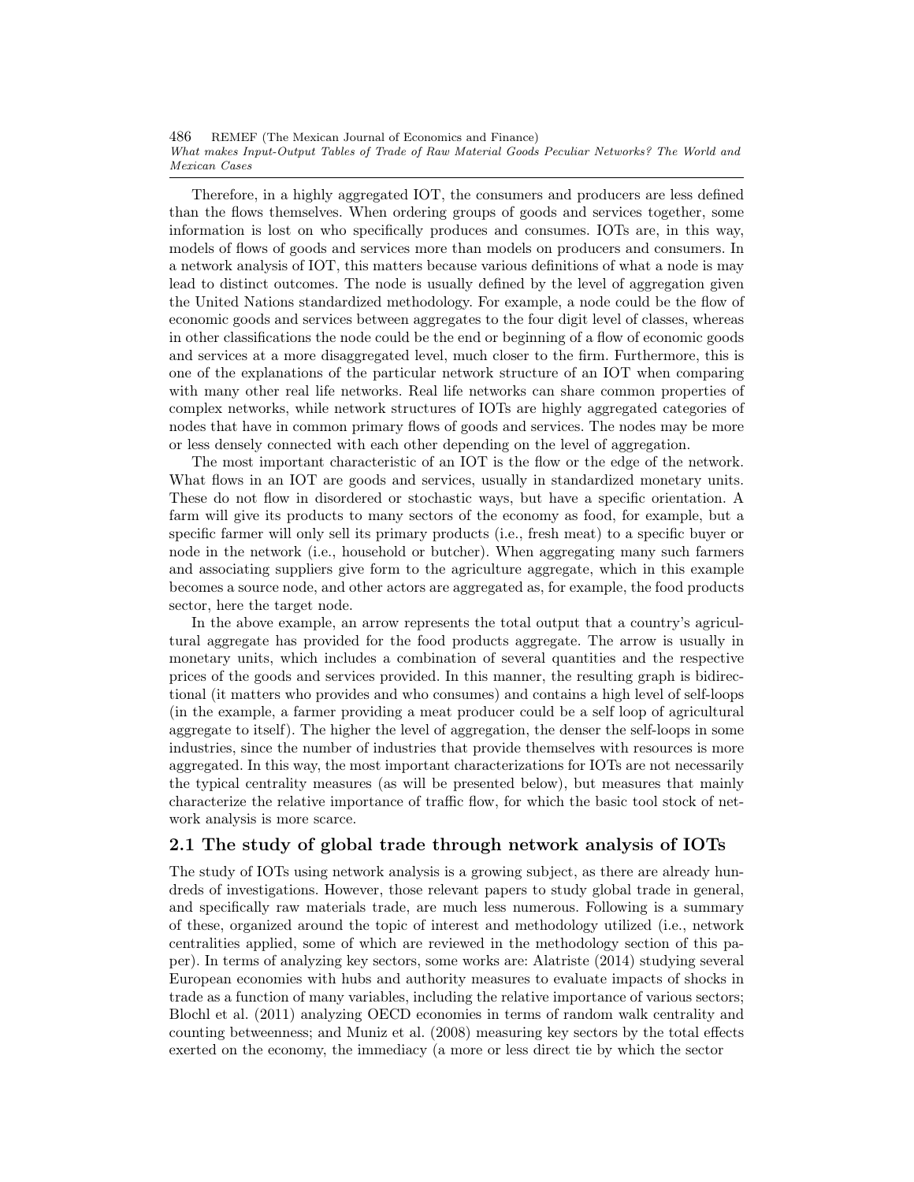Therefore, in a highly aggregated IOT, the consumers and producers are less defined than the flows themselves. When ordering groups of goods and services together, some information is lost on who specifically produces and consumes. IOTs are, in this way, models of flows of goods and services more than models on producers and consumers. In a network analysis of IOT, this matters because various definitions of what a node is may lead to distinct outcomes. The node is usually defined by the level of aggregation given the United Nations standardized methodology. For example, a node could be the flow of economic goods and services between aggregates to the four digit level of classes, whereas in other classifications the node could be the end or beginning of a flow of economic goods and services at a more disaggregated level, much closer to the firm. Furthermore, this is one of the explanations of the particular network structure of an IOT when comparing with many other real life networks. Real life networks can share common properties of complex networks, while network structures of IOTs are highly aggregated categories of nodes that have in common primary flows of goods and services. The nodes may be more or less densely connected with each other depending on the level of aggregation.

The most important characteristic of an IOT is the flow or the edge of the network. What flows in an IOT are goods and services, usually in standardized monetary units. These do not flow in disordered or stochastic ways, but have a specific orientation. A farm will give its products to many sectors of the economy as food, for example, but a specific farmer will only sell its primary products (i.e., fresh meat) to a specific buyer or node in the network (i.e., household or butcher). When aggregating many such farmers and associating suppliers give form to the agriculture aggregate, which in this example becomes a source node, and other actors are aggregated as, for example, the food products sector, here the target node.

In the above example, an arrow represents the total output that a country's agricultural aggregate has provided for the food products aggregate. The arrow is usually in monetary units, which includes a combination of several quantities and the respective prices of the goods and services provided. In this manner, the resulting graph is bidirectional (it matters who provides and who consumes) and contains a high level of self-loops (in the example, a farmer providing a meat producer could be a self loop of agricultural aggregate to itself). The higher the level of aggregation, the denser the self-loops in some industries, since the number of industries that provide themselves with resources is more aggregated. In this way, the most important characterizations for IOTs are not necessarily the typical centrality measures (as will be presented below), but measures that mainly characterize the relative importance of traffic flow, for which the basic tool stock of network analysis is more scarce.

## 2.1 The study of global trade through network analysis of IOTs

The study of IOTs using network analysis is a growing subject, as there are already hundreds of investigations. However, those relevant papers to study global trade in general, and specifically raw materials trade, are much less numerous. Following is a summary of these, organized around the topic of interest and methodology utilized (i.e., network centralities applied, some of which are reviewed in the methodology section of this paper). In terms of analyzing key sectors, some works are: Alatriste (2014) studying several European economies with hubs and authority measures to evaluate impacts of shocks in trade as a function of many variables, including the relative importance of various sectors; Blochl et al. (2011) analyzing OECD economies in terms of random walk centrality and counting betweenness; and Muniz et al. (2008) measuring key sectors by the total effects exerted on the economy, the immediacy (a more or less direct tie by which the sector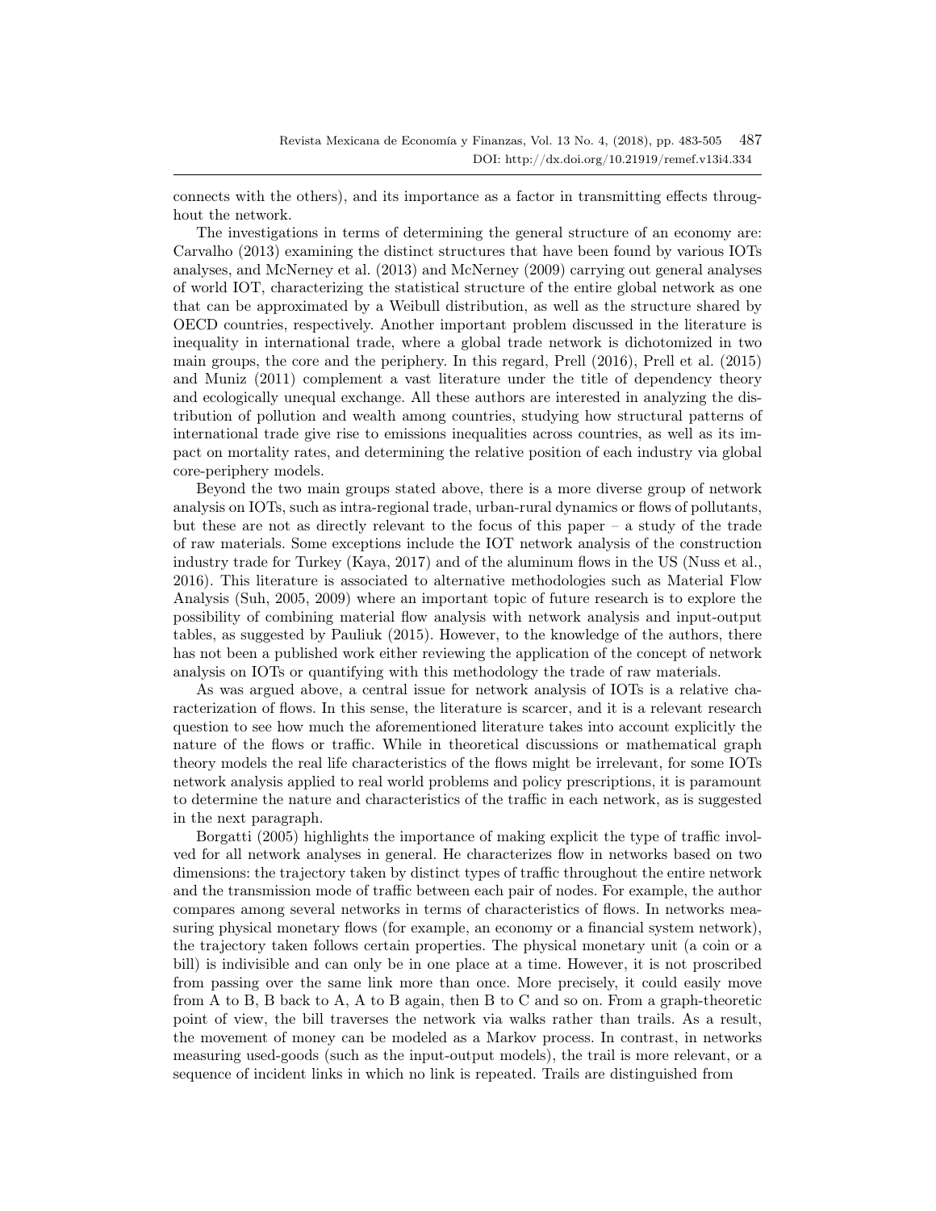connects with the others), and its importance as a factor in transmitting effects throughout the network.

The investigations in terms of determining the general structure of an economy are: Carvalho (2013) examining the distinct structures that have been found by various IOTs analyses, and McNerney et al. (2013) and McNerney (2009) carrying out general analyses of world IOT, characterizing the statistical structure of the entire global network as one that can be approximated by a Weibull distribution, as well as the structure shared by OECD countries, respectively. Another important problem discussed in the literature is inequality in international trade, where a global trade network is dichotomized in two main groups, the core and the periphery. In this regard, Prell (2016), Prell et al. (2015) and Muniz (2011) complement a vast literature under the title of dependency theory and ecologically unequal exchange. All these authors are interested in analyzing the distribution of pollution and wealth among countries, studying how structural patterns of international trade give rise to emissions inequalities across countries, as well as its impact on mortality rates, and determining the relative position of each industry via global core-periphery models.

Beyond the two main groups stated above, there is a more diverse group of network analysis on IOTs, such as intra-regional trade, urban-rural dynamics or flows of pollutants, but these are not as directly relevant to the focus of this paper – a study of the trade of raw materials. Some exceptions include the IOT network analysis of the construction industry trade for Turkey (Kaya, 2017) and of the aluminum flows in the US (Nuss et al., 2016). This literature is associated to alternative methodologies such as Material Flow Analysis (Suh, 2005, 2009) where an important topic of future research is to explore the possibility of combining material flow analysis with network analysis and input-output tables, as suggested by Pauliuk (2015). However, to the knowledge of the authors, there has not been a published work either reviewing the application of the concept of network analysis on IOTs or quantifying with this methodology the trade of raw materials.

As was argued above, a central issue for network analysis of IOTs is a relative characterization of flows. In this sense, the literature is scarcer, and it is a relevant research question to see how much the aforementioned literature takes into account explicitly the nature of the flows or traffic. While in theoretical discussions or mathematical graph theory models the real life characteristics of the flows might be irrelevant, for some IOTs network analysis applied to real world problems and policy prescriptions, it is paramount to determine the nature and characteristics of the traffic in each network, as is suggested in the next paragraph.

Borgatti (2005) highlights the importance of making explicit the type of traffic involved for all network analyses in general. He characterizes flow in networks based on two dimensions: the trajectory taken by distinct types of traffic throughout the entire network and the transmission mode of traffic between each pair of nodes. For example, the author compares among several networks in terms of characteristics of flows. In networks measuring physical monetary flows (for example, an economy or a financial system network), the trajectory taken follows certain properties. The physical monetary unit (a coin or a bill) is indivisible and can only be in one place at a time. However, it is not proscribed from passing over the same link more than once. More precisely, it could easily move from A to B, B back to A, A to B again, then B to C and so on. From a graph-theoretic point of view, the bill traverses the network via walks rather than trails. As a result, the movement of money can be modeled as a Markov process. In contrast, in networks measuring used-goods (such as the input-output models), the trail is more relevant, or a sequence of incident links in which no link is repeated. Trails are distinguished from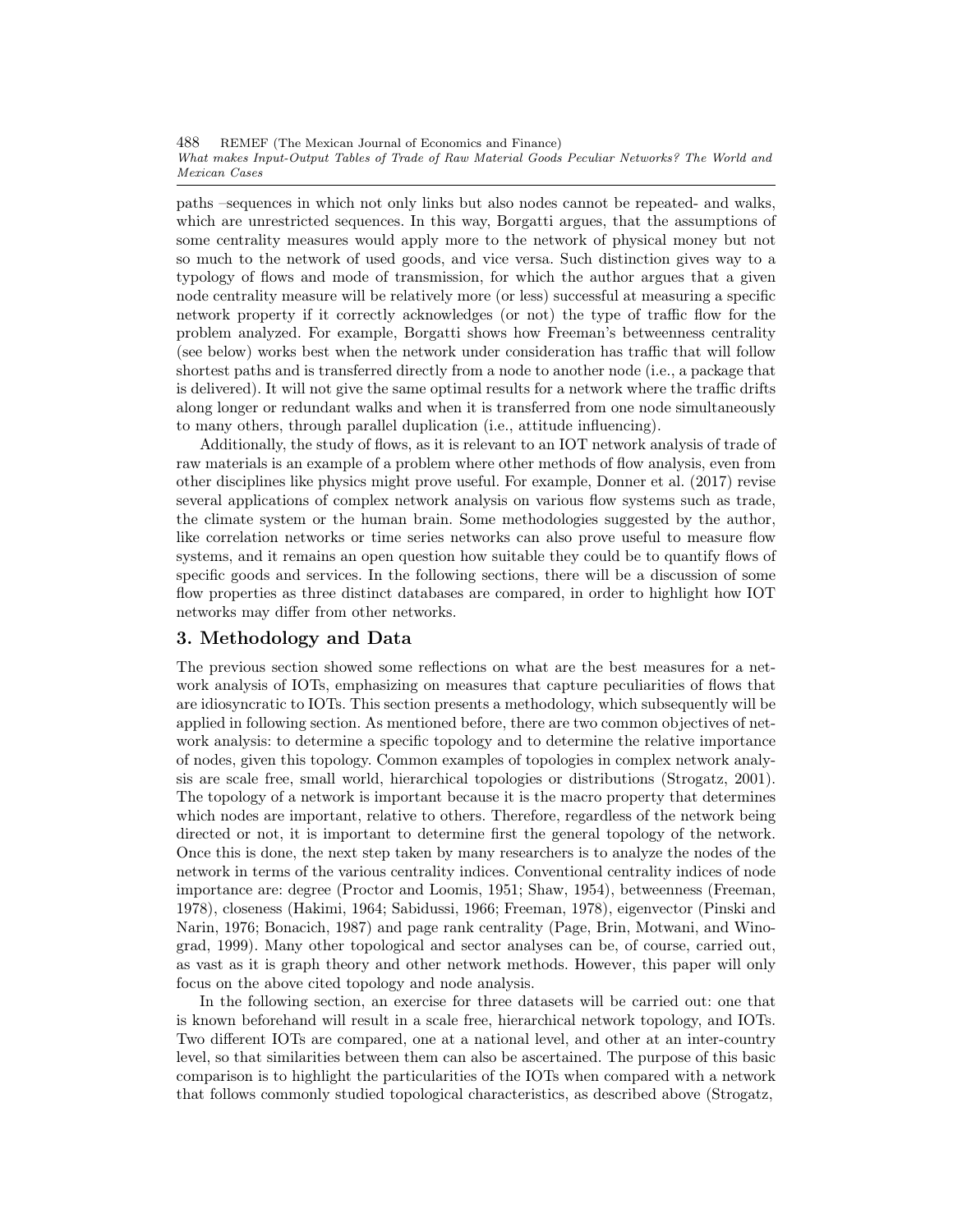paths –sequences in which not only links but also nodes cannot be repeated- and walks, which are unrestricted sequences. In this way, Borgatti argues, that the assumptions of some centrality measures would apply more to the network of physical money but not so much to the network of used goods, and vice versa. Such distinction gives way to a typology of flows and mode of transmission, for which the author argues that a given node centrality measure will be relatively more (or less) successful at measuring a specific network property if it correctly acknowledges (or not) the type of traffic flow for the problem analyzed. For example, Borgatti shows how Freeman's betweenness centrality (see below) works best when the network under consideration has traffic that will follow shortest paths and is transferred directly from a node to another node (i.e., a package that is delivered). It will not give the same optimal results for a network where the traffic drifts along longer or redundant walks and when it is transferred from one node simultaneously to many others, through parallel duplication (i.e., attitude influencing).

Additionally, the study of flows, as it is relevant to an IOT network analysis of trade of raw materials is an example of a problem where other methods of flow analysis, even from other disciplines like physics might prove useful. For example, Donner et al. (2017) revise several applications of complex network analysis on various flow systems such as trade, the climate system or the human brain. Some methodologies suggested by the author, like correlation networks or time series networks can also prove useful to measure flow systems, and it remains an open question how suitable they could be to quantify flows of specific goods and services. In the following sections, there will be a discussion of some flow properties as three distinct databases are compared, in order to highlight how IOT networks may differ from other networks.

## 3. Methodology and Data

The previous section showed some reflections on what are the best measures for a network analysis of IOTs, emphasizing on measures that capture peculiarities of flows that are idiosyncratic to IOTs. This section presents a methodology, which subsequently will be applied in following section. As mentioned before, there are two common objectives of network analysis: to determine a specific topology and to determine the relative importance of nodes, given this topology. Common examples of topologies in complex network analysis are scale free, small world, hierarchical topologies or distributions (Strogatz, 2001). The topology of a network is important because it is the macro property that determines which nodes are important, relative to others. Therefore, regardless of the network being directed or not, it is important to determine first the general topology of the network. Once this is done, the next step taken by many researchers is to analyze the nodes of the network in terms of the various centrality indices. Conventional centrality indices of node importance are: degree (Proctor and Loomis, 1951; Shaw, 1954), betweenness (Freeman, 1978), closeness (Hakimi, 1964; Sabidussi, 1966; Freeman, 1978), eigenvector (Pinski and Narin, 1976; Bonacich, 1987) and page rank centrality (Page, Brin, Motwani, and Winograd, 1999). Many other topological and sector analyses can be, of course, carried out, as vast as it is graph theory and other network methods. However, this paper will only focus on the above cited topology and node analysis.

In the following section, an exercise for three datasets will be carried out: one that is known beforehand will result in a scale free, hierarchical network topology, and IOTs. Two different IOTs are compared, one at a national level, and other at an inter-country level, so that similarities between them can also be ascertained. The purpose of this basic comparison is to highlight the particularities of the IOTs when compared with a network that follows commonly studied topological characteristics, as described above (Strogatz,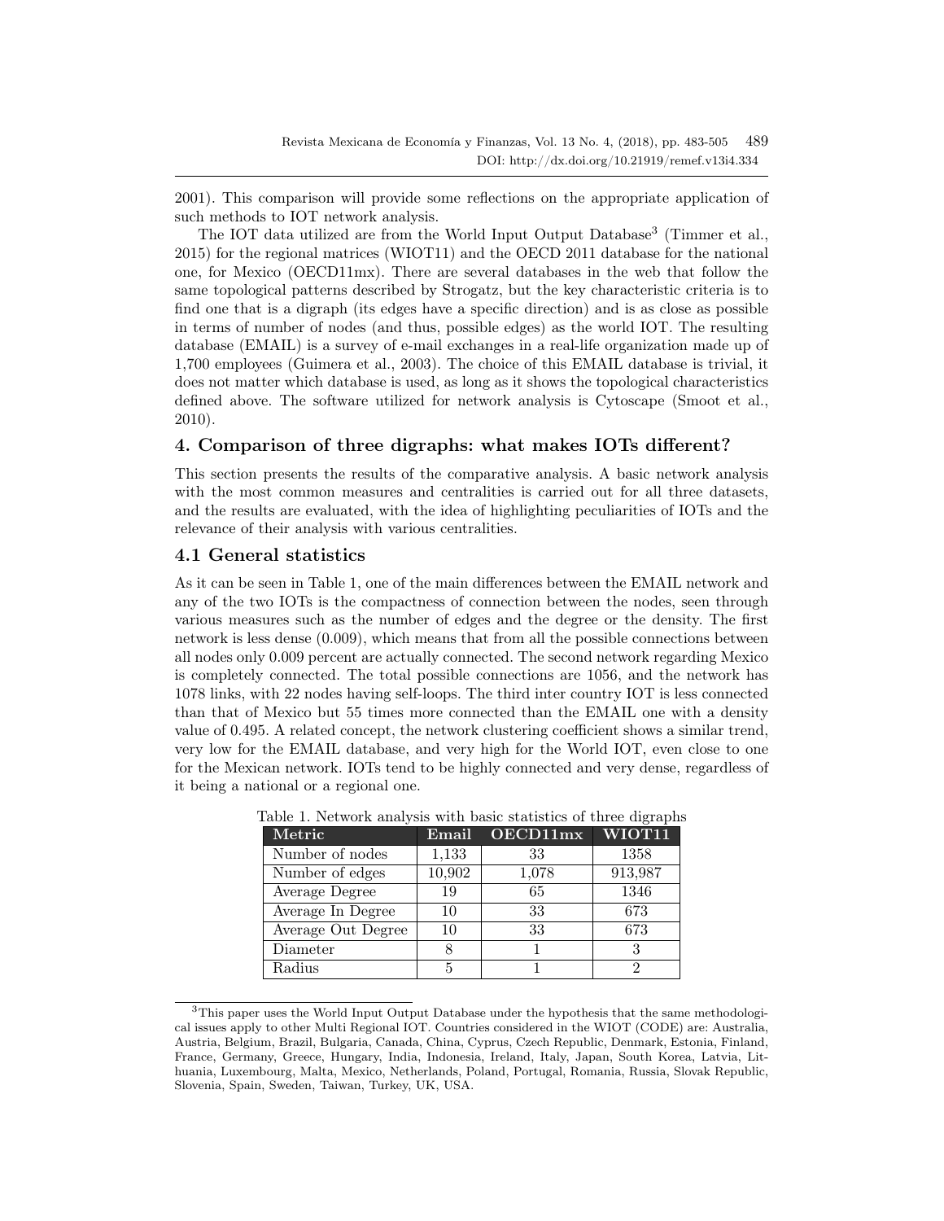2001). This comparison will provide some reflections on the appropriate application of such methods to IOT network analysis.

The IOT data utilized are from the World Input Output Database[3] (Timmer et al., 2015) for the regional matrices (WIOT11) and the OECD 2011 database for the national one, for Mexico (OECD11mx). There are several databases in the web that follow the same topological patterns described by Strogatz, but the key characteristic criteria is to find one that is a digraph (its edges have a specific direction) and is as close as possible in terms of number of nodes (and thus, possible edges) as the world IOT. The resulting database (EMAIL) is a survey of e-mail exchanges in a real-life organization made up of 1,700 employees (Guimera et al., 2003). The choice of this EMAIL database is trivial, it does not matter which database is used, as long as it shows the topological characteristics defined above. The software utilized for network analysis is Cytoscape (Smoot et al., 2010).

## 4. Comparison of three digraphs: what makes IOTs different?

This section presents the results of the comparative analysis. A basic network analysis with the most common measures and centralities is carried out for all three datasets, and the results are evaluated, with the idea of highlighting peculiarities of IOTs and the relevance of their analysis with various centralities.

### 4.1 General statistics

As it can be seen in Table 1, one of the main differences between the EMAIL network and any of the two IOTs is the compactness of connection between the nodes, seen through various measures such as the number of edges and the degree or the density. The first network is less dense (0.009), which means that from all the possible connections between all nodes only 0.009 percent are actually connected. The second network regarding Mexico is completely connected. The total possible connections are 1056, and the network has 1078 links, with 22 nodes having self-loops. The third inter country IOT is less connected than that of Mexico but 55 times more connected than the EMAIL one with a density value of 0.495. A related concept, the network clustering coefficient shows a similar trend, very low for the EMAIL database, and very high for the World IOT, even close to one for the Mexican network. IOTs tend to be highly connected and very dense, regardless of it being a national or a regional one.

Table 1. Network analysis with basic statistics of three digraphs

| Metric | Email | OECD11mx | WIOT11 |
|---|---|---|---|
| Number of nodes | 1,133 | 33 | 1358 |
| Number of edges | 10,902 | 1,078 | 913,987 |
| Average Degree | 19 | 65 | 1346 |
| Average In Degree | 10 | 33 | 673 |
| Average Out Degree | 10 | 33 | 673 |
| Diameter | 8 | 1 | 3 |
| Radius | 5 | 1 | 2 |

[3] This paper uses the World Input Output Database under the hypothesis that the same methodological issues apply to other Multi Regional IOT. Countries considered in the WIOT (CODE) are: Australia, Austria, Belgium, Brazil, Bulgaria, Canada, China, Cyprus, Czech Republic, Denmark, Estonia, Finland, France, Germany, Greece, Hungary, India, Indonesia, Ireland, Italy, Japan, South Korea, Latvia, Lithuania, Luxembourg, Malta, Mexico, Netherlands, Poland, Portugal, Romania, Russia, Slovak Republic, Slovenia, Spain, Sweden, Taiwan, Turkey, UK, USA.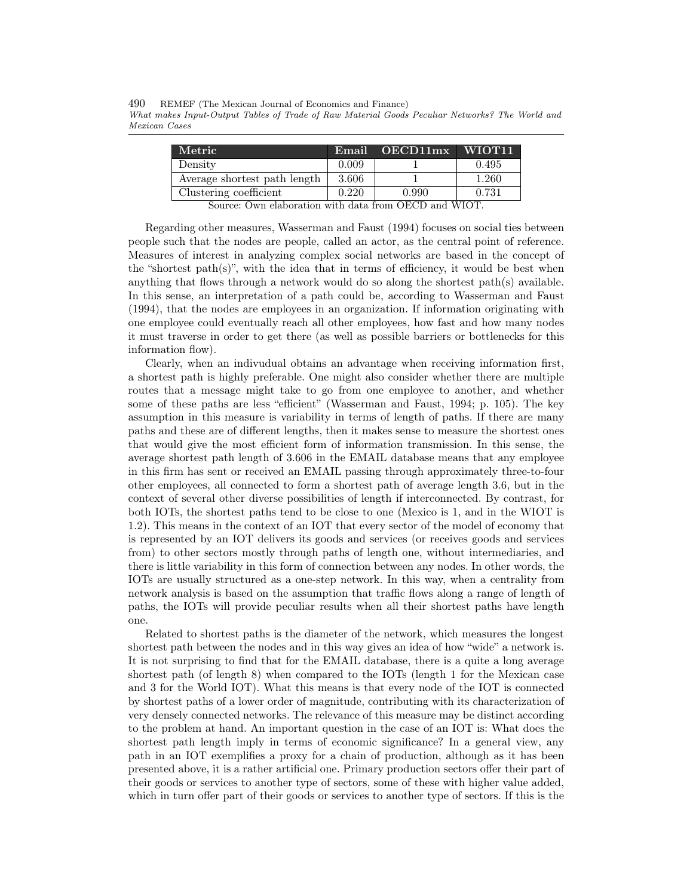| Metric | Email | OECD11mx | WIOT11 |
| --- | --- | --- | --- |
| Density | 0.009 | 1 | 0.495 |
| Average shortest path length | 3.606 | 1 | 1.260 |
| Clustering coefficient | 0.220 | 0.990 | 0.731 |

Source: Own elaboration with data from OECD and WIOT.

Regarding other measures, Wasserman and Faust (1994) focuses on social ties between people such that the nodes are people, called an actor, as the central point of reference. Measures of interest in analyzing complex social networks are based in the concept of the "shortest path(s)", with the idea that in terms of efficiency, it would be best when anything that flows through a network would do so along the shortest path(s) available. In this sense, an interpretation of a path could be, according to Wasserman and Faust (1994), that the nodes are employees in an organization. If information originating with one employee could eventually reach all other employees, how fast and how many nodes it must traverse in order to get there (as well as possible barriers or bottlenecks for this information flow).

Clearly, when an indivudual obtains an advantage when receiving information first, a shortest path is highly preferable. One might also consider whether there are multiple routes that a message might take to go from one employee to another, and whether some of these paths are less "efficient" (Wasserman and Faust, 1994; p. 105). The key assumption in this measure is variability in terms of length of paths. If there are many paths and these are of different lengths, then it makes sense to measure the shortest ones that would give the most efficient form of information transmission. In this sense, the average shortest path length of 3.606 in the EMAIL database means that any employee in this firm has sent or received an EMAIL passing through approximately three-to-four other employees, all connected to form a shortest path of average length 3.6, but in the context of several other diverse possibilities of length if interconnected. By contrast, for both IOTs, the shortest paths tend to be close to one (Mexico is 1, and in the WIOT is 1.2). This means in the context of an IOT that every sector of the model of economy that is represented by an IOT delivers its goods and services (or receives goods and services from) to other sectors mostly through paths of length one, without intermediaries, and there is little variability in this form of connection between any nodes. In other words, the IOTs are usually structured as a one-step network. In this way, when a centrality from network analysis is based on the assumption that traffic flows along a range of length of paths, the IOTs will provide peculiar results when all their shortest paths have length one.

Related to shortest paths is the diameter of the network, which measures the longest shortest path between the nodes and in this way gives an idea of how "wide" a network is. It is not surprising to find that for the EMAIL database, there is a quite a long average shortest path (of length 8) when compared to the IOTs (length 1 for the Mexican case and 3 for the World IOT). What this means is that every node of the IOT is connected by shortest paths of a lower order of magnitude, contributing with its characterization of very densely connected networks. The relevance of this measure may be distinct according to the problem at hand. An important question in the case of an IOT is: What does the shortest path length imply in terms of economic significance? In a general view, any path in an IOT exemplifies a proxy for a chain of production, although as it has been presented above, it is a rather artificial one. Primary production sectors offer their part of their goods or services to another type of sectors, some of these with higher value added, which in turn offer part of their goods or services to another type of sectors. If this is the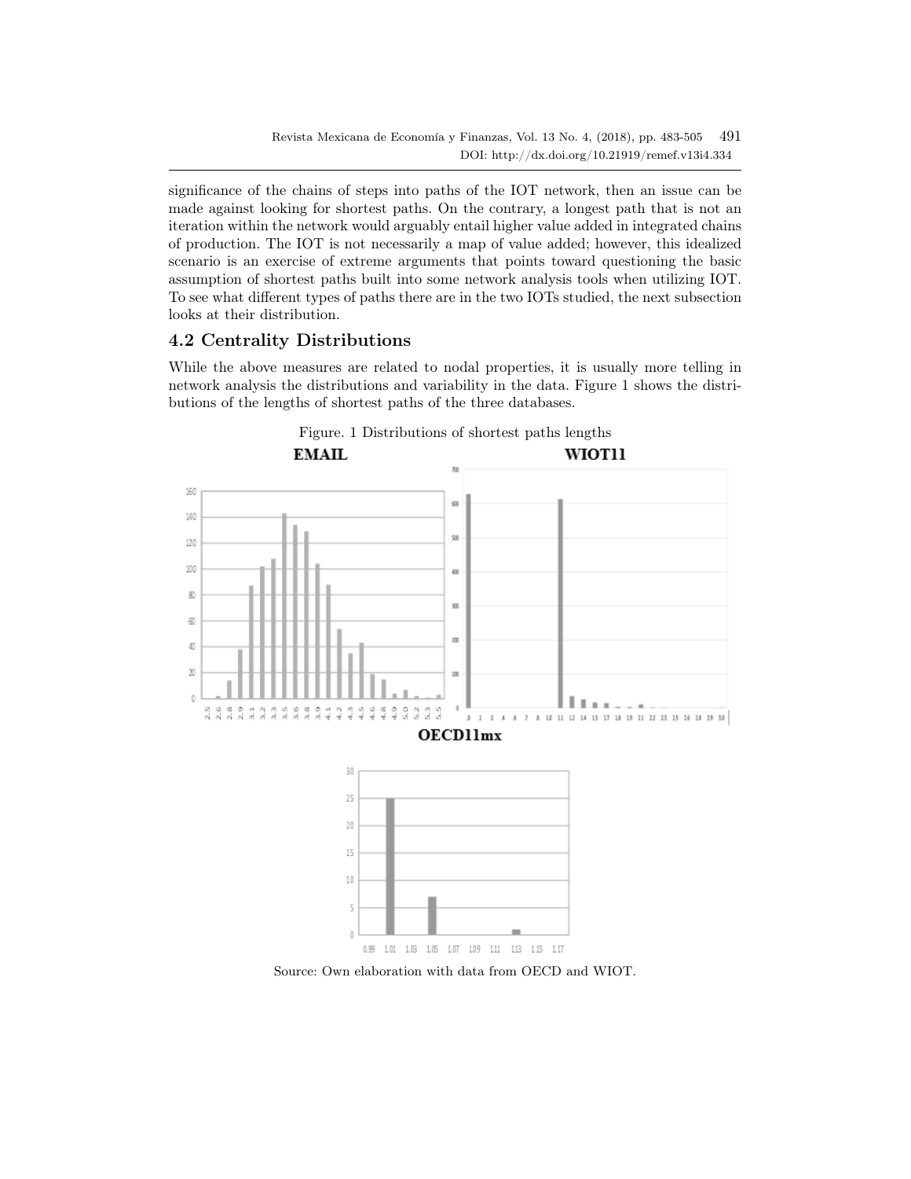significance of the chains of steps into paths of the IOT network, then an issue can be made against looking for shortest paths. On the contrary, a longest path that is not an iteration within the network would arguably entail higher value added in integrated chains of production. The IOT is not necessarily a map of value added; however, this idealized scenario is an exercise of extreme arguments that points toward questioning the basic assumption of shortest paths built into some network analysis tools when utilizing IOT. To see what different types of paths there are in the two IOTs studied, the next subsection looks at their distribution.

### 4.2 Centrality Distributions

While the above measures are related to nodal properties, it is usually more telling in network analysis the distributions and variability in the data. Figure 1 shows the distributions of the lengths of shortest paths of the three databases.

Figure. 1 Distributions of shortest paths lengths

**EMAIL**

0
20
40
60
80
100
120
140
160

2.5 2.6 2.8 2.9 3.1 3.2 3.3 3.5 3.6 3.8 3.9 4.1 4.2 4.3 4.5 4.6 4.8 4.9 5.0 5.2 5.3 5.5

**WIOT11**

0
100
200
300
400
500
600
700

0 1 3 4 6 7 8 10 11 12 14 15 17 18 19 21 22 23 25 26 28 29 30

**OECD11mx**

0
5
10
15
20
25
30

0.99 1.01 1.03 1.05 1.07 1.09 1.11 1.13 1.15 1.17

Source: Own elaboration with data from OECD and WIOT.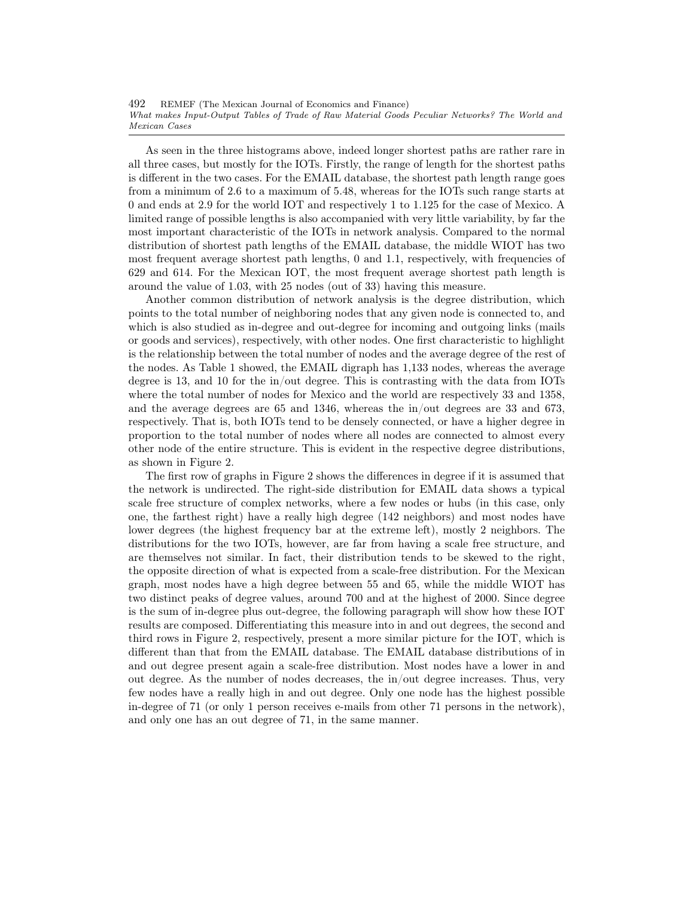As seen in the three histograms above, indeed longer shortest paths are rather rare in all three cases, but mostly for the IOTs. Firstly, the range of length for the shortest paths is different in the two cases. For the EMAIL database, the shortest path length range goes from a minimum of 2.6 to a maximum of 5.48, whereas for the IOTs such range starts at 0 and ends at 2.9 for the world IOT and respectively 1 to 1.125 for the case of Mexico. A limited range of possible lengths is also accompanied with very little variability, by far the most important characteristic of the IOTs in network analysis. Compared to the normal distribution of shortest path lengths of the EMAIL database, the middle WIOT has two most frequent average shortest path lengths, 0 and 1.1, respectively, with frequencies of 629 and 614. For the Mexican IOT, the most frequent average shortest path length is around the value of 1.03, with 25 nodes (out of 33) having this measure.

Another common distribution of network analysis is the degree distribution, which points to the total number of neighboring nodes that any given node is connected to, and which is also studied as in-degree and out-degree for incoming and outgoing links (mails or goods and services), respectively, with other nodes. One first characteristic to highlight is the relationship between the total number of nodes and the average degree of the rest of the nodes. As Table 1 showed, the EMAIL digraph has 1,133 nodes, whereas the average degree is 13, and 10 for the in/out degree. This is contrasting with the data from IOTs where the total number of nodes for Mexico and the world are respectively 33 and 1358, and the average degrees are 65 and 1346, whereas the in/out degrees are 33 and 673, respectively. That is, both IOTs tend to be densely connected, or have a higher degree in proportion to the total number of nodes where all nodes are connected to almost every other node of the entire structure. This is evident in the respective degree distributions, as shown in Figure 2.

The first row of graphs in Figure 2 shows the differences in degree if it is assumed that the network is undirected. The right-side distribution for EMAIL data shows a typical scale free structure of complex networks, where a few nodes or hubs (in this case, only one, the farthest right) have a really high degree (142 neighbors) and most nodes have lower degrees (the highest frequency bar at the extreme left), mostly 2 neighbors. The distributions for the two IOTs, however, are far from having a scale free structure, and are themselves not similar. In fact, their distribution tends to be skewed to the right, the opposite direction of what is expected from a scale-free distribution. For the Mexican graph, most nodes have a high degree between 55 and 65, while the middle WIOT has two distinct peaks of degree values, around 700 and at the highest of 2000. Since degree is the sum of in-degree plus out-degree, the following paragraph will show how these IOT results are composed. Differentiating this measure into in and out degrees, the second and third rows in Figure 2, respectively, present a more similar picture for the IOT, which is different than that from the EMAIL database. The EMAIL database distributions of in and out degree present again a scale-free distribution. Most nodes have a lower in and out degree. As the number of nodes decreases, the in/out degree increases. Thus, very few nodes have a really high in and out degree. Only one node has the highest possible in-degree of 71 (or only 1 person receives e-mails from other 71 persons in the network), and only one has an out degree of 71, in the same manner.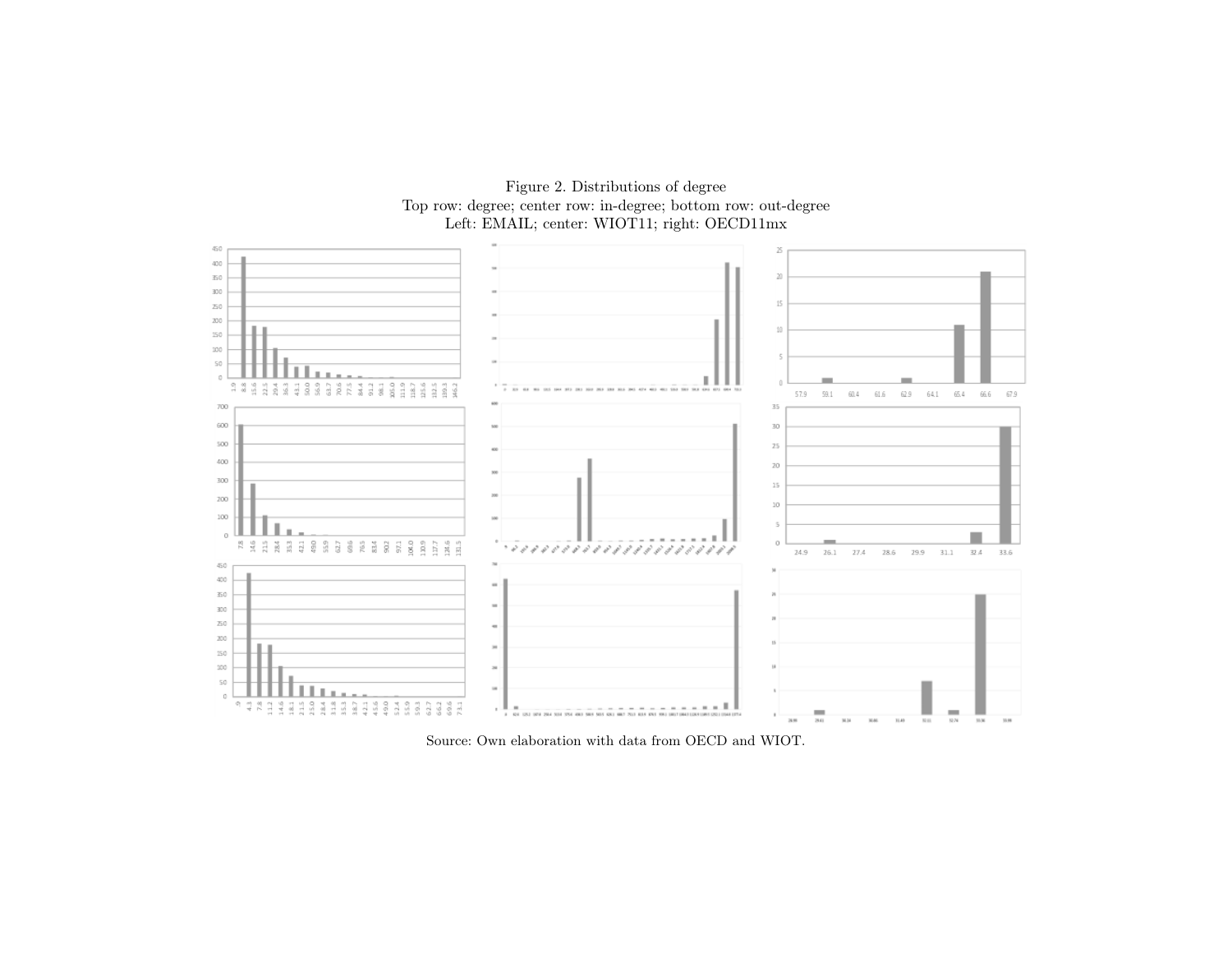Figure 2. Distributions of degree
Top row: degree; center row: in-degree; bottom row: out-degree
Left: EMAIL; center: WIOT11; right: OECD11mx

450
400
350
300
250
200
150
100
50
0
1.9 8.8 15.6 22.5 29.4 36.3 43.1 50.0 56.9 63.7 70.6 77.5 84.4 91.2 98.1 105.0 111.9 118.7 125.6 132.5 139.3 146.2

25
20
15
10
5
0
57.9 59.1 60.4 61.6 62.9 64.1 65.4 66.6 67.9

700
600
500
400
300
200
100
0
7.8 14.6 21.5 28.4 35.3 42.1 49.0 55.9 62.7 69.6 76.5 83.4 90.2 97.1 104.0 110.9 117.7 124.6 131.5

35
30
25
20
15
10
5
0
24.9 26.1 27.4 28.6 29.9 31.1 32.4 33.6

450
400
350
300
250
200
150
100
50
0
.9 4.3 7.8 11.2 14.6 18.1 21.5 25.0 28.4 31.8 35.3 38.7 42.1 45.6 49.0 52.4 55.9 59.3 62.7 66.2 69.6 73.1

Source: Own elaboration with data from OECD and WIOT.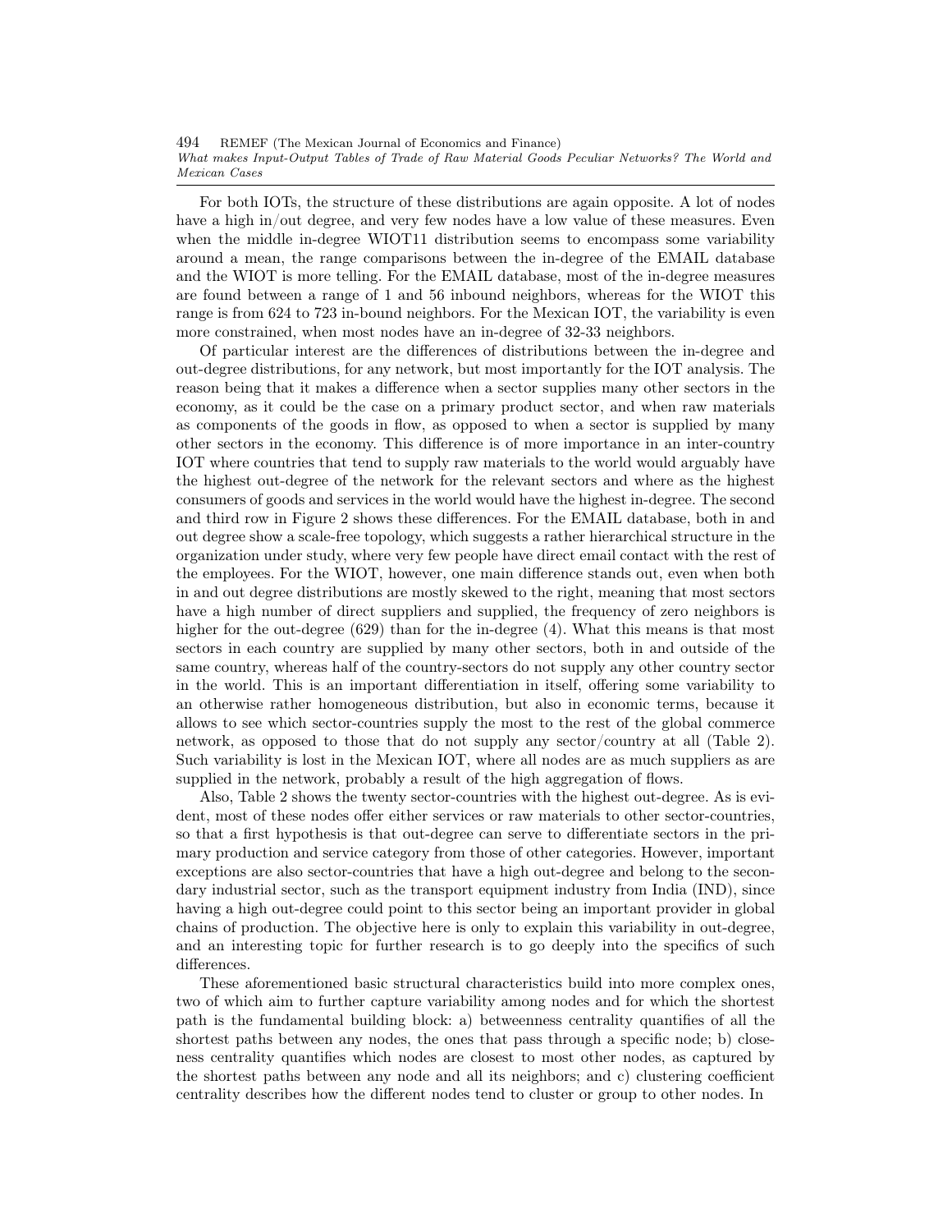For both IOTs, the structure of these distributions are again opposite. A lot of nodes have a high in/out degree, and very few nodes have a low value of these measures. Even when the middle in-degree WIOT11 distribution seems to encompass some variability around a mean, the range comparisons between the in-degree of the EMAIL database and the WIOT is more telling. For the EMAIL database, most of the in-degree measures are found between a range of 1 and 56 inbound neighbors, whereas for the WIOT this range is from 624 to 723 in-bound neighbors. For the Mexican IOT, the variability is even more constrained, when most nodes have an in-degree of 32-33 neighbors.

Of particular interest are the differences of distributions between the in-degree and out-degree distributions, for any network, but most importantly for the IOT analysis. The reason being that it makes a difference when a sector supplies many other sectors in the economy, as it could be the case on a primary product sector, and when raw materials as components of the goods in flow, as opposed to when a sector is supplied by many other sectors in the economy. This difference is of more importance in an inter-country IOT where countries that tend to supply raw materials to the world would arguably have the highest out-degree of the network for the relevant sectors and where as the highest consumers of goods and services in the world would have the highest in-degree. The second and third row in Figure 2 shows these differences. For the EMAIL database, both in and out degree show a scale-free topology, which suggests a rather hierarchical structure in the organization under study, where very few people have direct email contact with the rest of the employees. For the WIOT, however, one main difference stands out, even when both in and out degree distributions are mostly skewed to the right, meaning that most sectors have a high number of direct suppliers and supplied, the frequency of zero neighbors is higher for the out-degree (629) than for the in-degree (4). What this means is that most sectors in each country are supplied by many other sectors, both in and outside of the same country, whereas half of the country-sectors do not supply any other country sector in the world. This is an important differentiation in itself, offering some variability to an otherwise rather homogeneous distribution, but also in economic terms, because it allows to see which sector-countries supply the most to the rest of the global commerce network, as opposed to those that do not supply any sector/country at all (Table 2). Such variability is lost in the Mexican IOT, where all nodes are as much suppliers as are supplied in the network, probably a result of the high aggregation of flows.

Also, Table 2 shows the twenty sector-countries with the highest out-degree. As is evident, most of these nodes offer either services or raw materials to other sector-countries, so that a first hypothesis is that out-degree can serve to differentiate sectors in the primary production and service category from those of other categories. However, important exceptions are also sector-countries that have a high out-degree and belong to the secondary industrial sector, such as the transport equipment industry from India (IND), since having a high out-degree could point to this sector being an important provider in global chains of production. The objective here is only to explain this variability in out-degree, and an interesting topic for further research is to go deeply into the specifics of such differences.

These aforementioned basic structural characteristics build into more complex ones, two of which aim to further capture variability among nodes and for which the shortest path is the fundamental building block: a) betweenness centrality quantifies of all the shortest paths between any nodes, the ones that pass through a specific node; b) closeness centrality quantifies which nodes are closest to most other nodes, as captured by the shortest paths between any node and all its neighbors; and c) clustering coefficient centrality describes how the different nodes tend to cluster or group to other nodes. In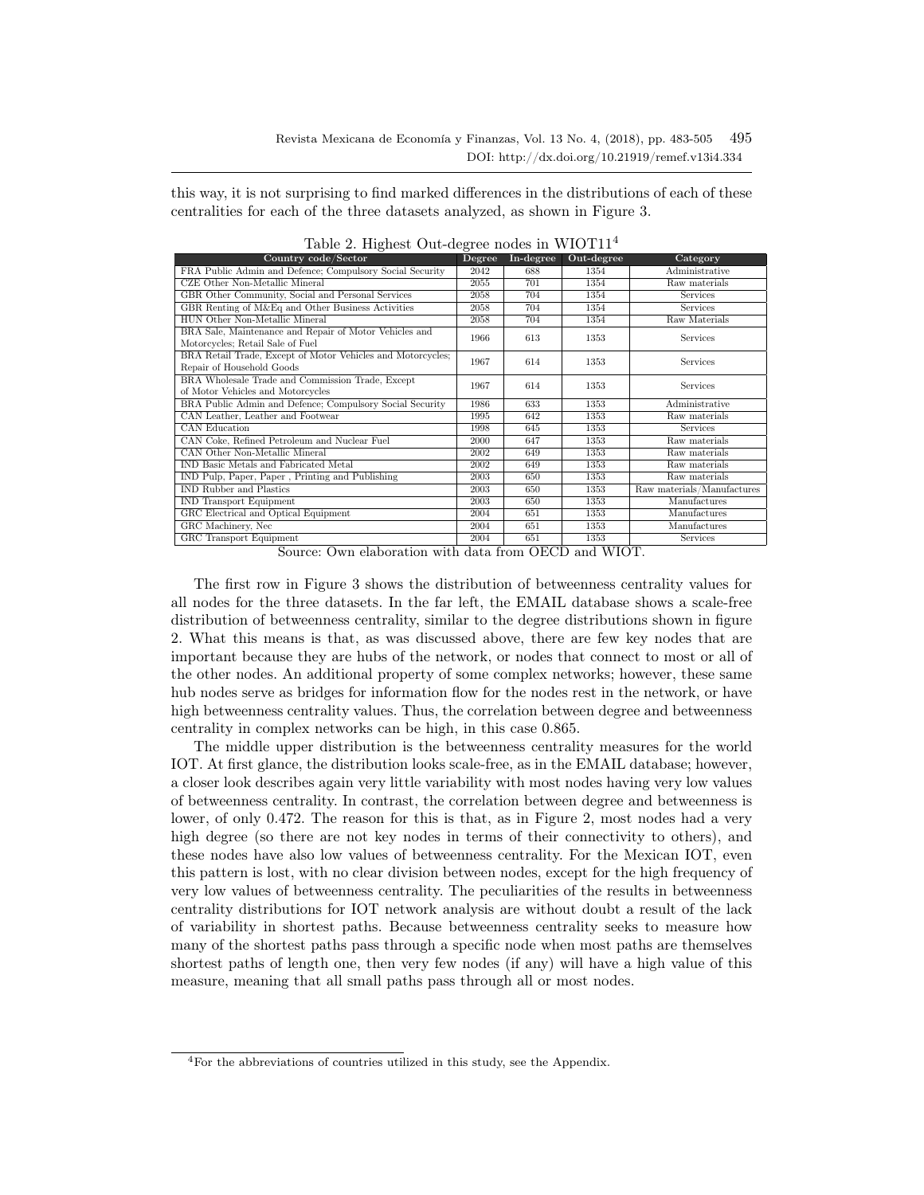this way, it is not surprising to find marked differences in the distributions of each of these centralities for each of the three datasets analyzed, as shown in Figure 3.

Table 2. Highest Out-degree nodes in WIOT11[4]

| Country code/Sector | Degree | In-degree | Out-degree | Category |
|---|---|---|---|---|
| FRA Public Admin and Defence; Compulsory Social Security | 2042 | 688 | 1354 | Administrative |
| CZE Other Non-Metallic Mineral | 2055 | 701 | 1354 | Raw materials |
| GBR Other Community, Social and Personal Services | 2058 | 704 | 1354 | Services |
| GBR Renting of M&Eq and Other Business Activities | 2058 | 704 | 1354 | Services |
| HUN Other Non-Metallic Mineral | 2058 | 704 | 1354 | Raw Materials |
| BRA Sale, Maintenance and Repair of Motor Vehicles and Motorcycles; Retail Sale of Fuel | 1966 | 613 | 1353 | Services |
| BRA Retail Trade, Except of Motor Vehicles and Motorcycles; Repair of Household Goods | 1967 | 614 | 1353 | Services |
| BRA Wholesale Trade and Commission Trade, Except of Motor Vehicles and Motorcycles | 1967 | 614 | 1353 | Services |
| BRA Public Admin and Defence; Compulsory Social Security | 1986 | 633 | 1353 | Administrative |
| CAN Leather, Leather and Footwear | 1995 | 642 | 1353 | Raw materials |
| CAN Education | 1998 | 645 | 1353 | Services |
| CAN Coke, Refined Petroleum and Nuclear Fuel | 2000 | 647 | 1353 | Raw materials |
| CAN Other Non-Metallic Mineral | 2002 | 649 | 1353 | Raw materials |
| IND Basic Metals and Fabricated Metal | 2002 | 649 | 1353 | Raw materials |
| IND Pulp, Paper, Paper , Printing and Publishing | 2003 | 650 | 1353 | Raw materials |
| IND Rubber and Plastics | 2003 | 650 | 1353 | Raw materials/Manufactures |
| IND Transport Equipment | 2003 | 650 | 1353 | Manufactures |
| GRC Electrical and Optical Equipment | 2004 | 651 | 1353 | Manufactures |
| GRC Machinery, Nec | 2004 | 651 | 1353 | Manufactures |
| GRC Transport Equipment | 2004 | 651 | 1353 | Services |

Source: Own elaboration with data from OECD and WIOT.

The first row in Figure 3 shows the distribution of betweenness centrality values for all nodes for the three datasets. In the far left, the EMAIL database shows a scale-free distribution of betweenness centrality, similar to the degree distributions shown in figure 2. What this means is that, as was discussed above, there are few key nodes that are important because they are hubs of the network, or nodes that connect to most or all of the other nodes. An additional property of some complex networks; however, these same hub nodes serve as bridges for information flow for the nodes rest in the network, or have high betweenness centrality values. Thus, the correlation between degree and betweenness centrality in complex networks can be high, in this case 0.865.

The middle upper distribution is the betweenness centrality measures for the world IOT. At first glance, the distribution looks scale-free, as in the EMAIL database; however, a closer look describes again very little variability with most nodes having very low values of betweenness centrality. In contrast, the correlation between degree and betweenness is lower, of only 0.472. The reason for this is that, as in Figure 2, most nodes had a very high degree (so there are not key nodes in terms of their connectivity to others), and these nodes have also low values of betweenness centrality. For the Mexican IOT, even this pattern is lost, with no clear division between nodes, except for the high frequency of very low values of betweenness centrality. The peculiarities of the results in betweenness centrality distributions for IOT network analysis are without doubt a result of the lack of variability in shortest paths. Because betweenness centrality seeks to measure how many of the shortest paths pass through a specific node when most paths are themselves shortest paths of length one, then very few nodes (if any) will have a high value of this measure, meaning that all small paths pass through all or most nodes.

[4] For the abbreviations of countries utilized in this study, see the Appendix.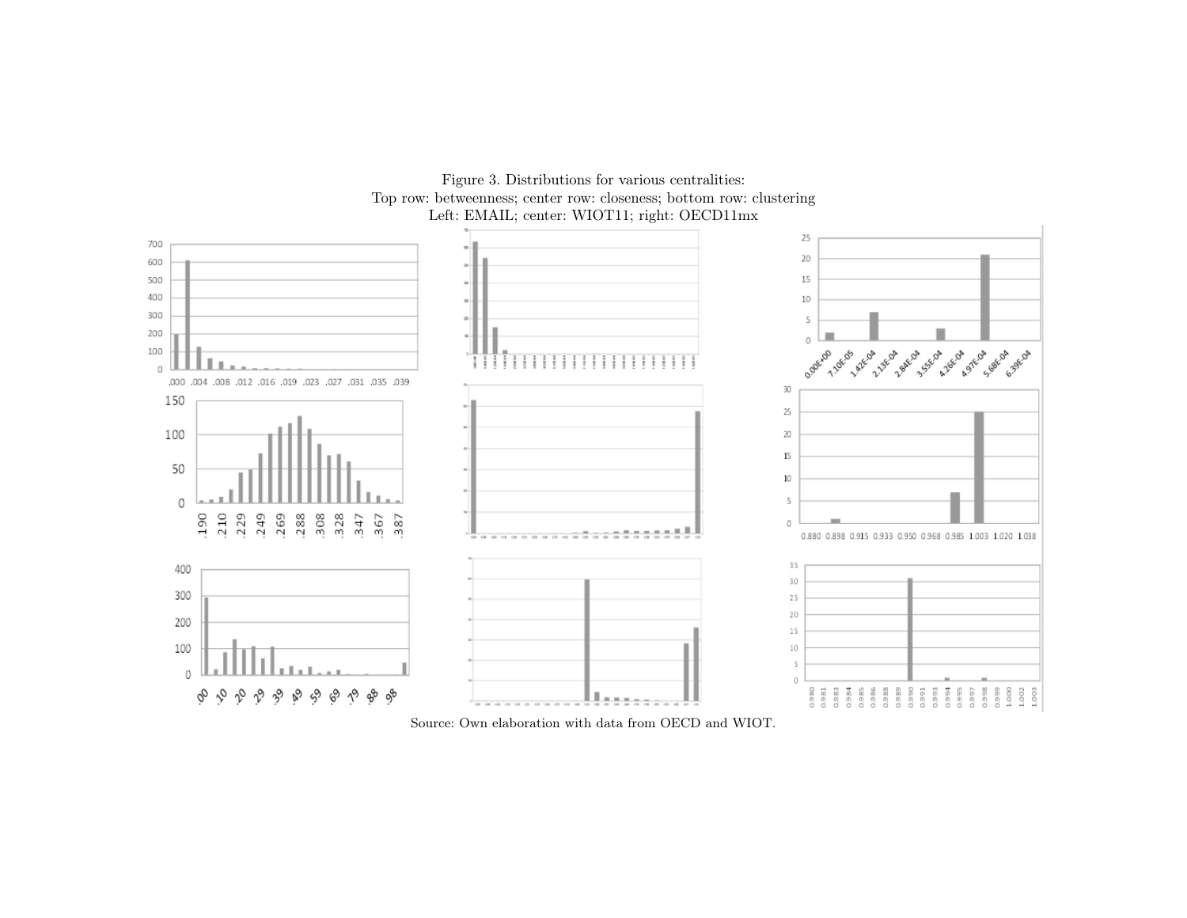Figure 3. Distributions for various centralities:
Top row: betweenness; center row: closeness; bottom row: clustering
Left: EMAIL; center: WIOT11; right: OECD11mx

700
600
500
400
300
200
100
0
.000 .004 .008 .012 .016 .019 .023 .027 .031 .035 .039

25
20
15
10
5
0
0.00E+00 7.10E-05 1.42E-04 2.13E-04 2.84E-04 3.55E-04 4.26E-04 4.97E-04 5.68E-04 6.39E-04

150
100
50
0
.190 .210 .229 .249 .269 .288 .308 .328 .347 .367 .387

30
25
20
15
10
5
0
0.880 0.898 0.915 0.933 0.950 0.968 0.985 1.003 1.020 1.038

400
300
200
100
0
.00 .10 .20 .29 .39 .49 .59 .69 .79 .88 .98

35
30
25
20
15
10
5
0
0.980 0.981 0.983 0.984 0.985 0.986 0.988 0.989 0.990 0.991 0.993 0.994 0.995 0.997 0.998 0.999 1.000 1.002 1.003

Source: Own elaboration with data from OECD and WIOT.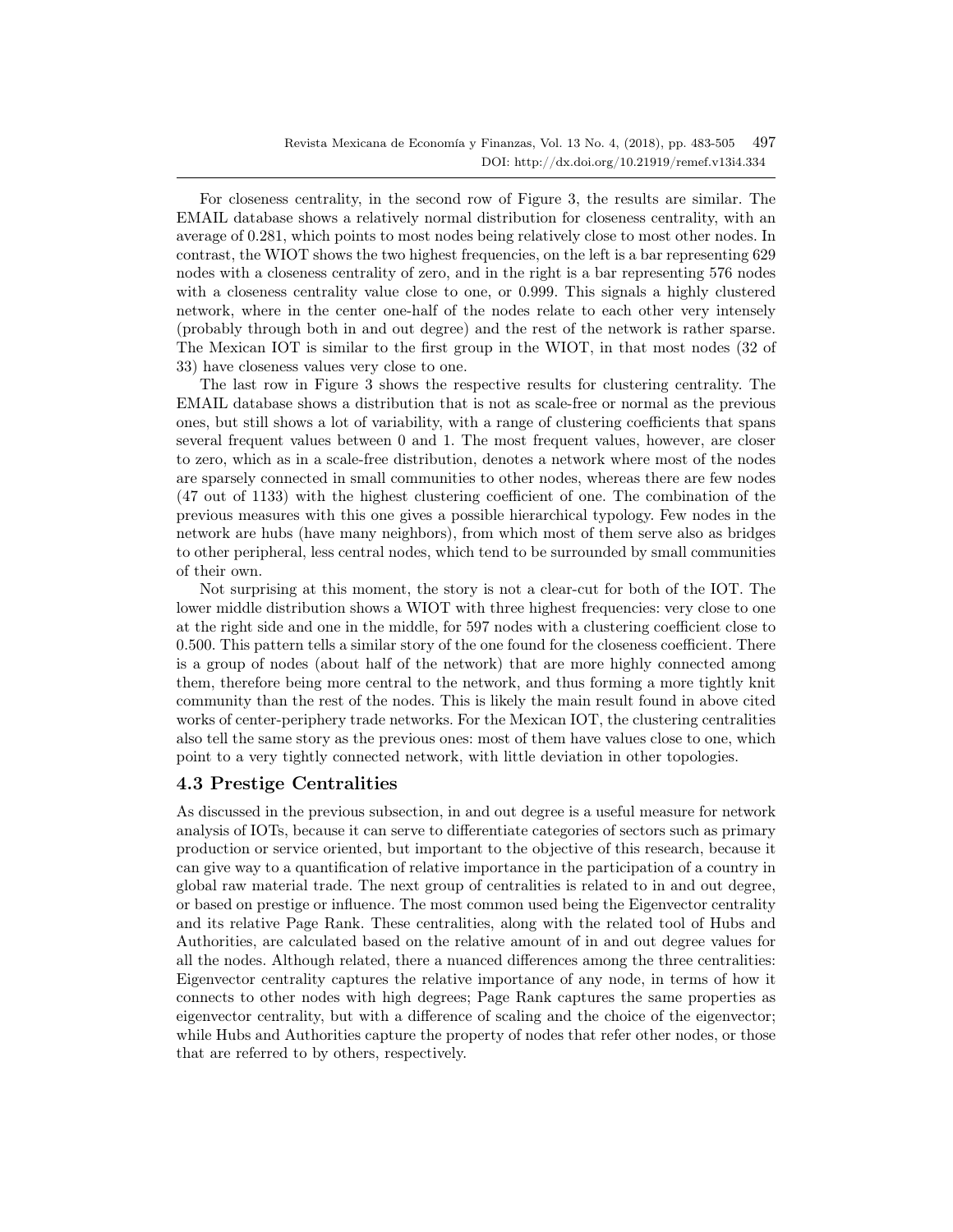For closeness centrality, in the second row of Figure 3, the results are similar. The EMAIL database shows a relatively normal distribution for closeness centrality, with an average of 0.281, which points to most nodes being relatively close to most other nodes. In contrast, the WIOT shows the two highest frequencies, on the left is a bar representing 629 nodes with a closeness centrality of zero, and in the right is a bar representing 576 nodes with a closeness centrality value close to one, or 0.999. This signals a highly clustered network, where in the center one-half of the nodes relate to each other very intensely (probably through both in and out degree) and the rest of the network is rather sparse. The Mexican IOT is similar to the first group in the WIOT, in that most nodes (32 of 33) have closeness values very close to one.

The last row in Figure 3 shows the respective results for clustering centrality. The EMAIL database shows a distribution that is not as scale-free or normal as the previous ones, but still shows a lot of variability, with a range of clustering coefficients that spans several frequent values between 0 and 1. The most frequent values, however, are closer to zero, which as in a scale-free distribution, denotes a network where most of the nodes are sparsely connected in small communities to other nodes, whereas there are few nodes (47 out of 1133) with the highest clustering coefficient of one. The combination of the previous measures with this one gives a possible hierarchical typology. Few nodes in the network are hubs (have many neighbors), from which most of them serve also as bridges to other peripheral, less central nodes, which tend to be surrounded by small communities of their own.

Not surprising at this moment, the story is not a clear-cut for both of the IOT. The lower middle distribution shows a WIOT with three highest frequencies: very close to one at the right side and one in the middle, for 597 nodes with a clustering coefficient close to 0.500. This pattern tells a similar story of the one found for the closeness coefficient. There is a group of nodes (about half of the network) that are more highly connected among them, therefore being more central to the network, and thus forming a more tightly knit community than the rest of the nodes. This is likely the main result found in above cited works of center-periphery trade networks. For the Mexican IOT, the clustering centralities also tell the same story as the previous ones: most of them have values close to one, which point to a very tightly connected network, with little deviation in other topologies.

## 4.3 Prestige Centralities

As discussed in the previous subsection, in and out degree is a useful measure for network analysis of IOTs, because it can serve to differentiate categories of sectors such as primary production or service oriented, but important to the objective of this research, because it can give way to a quantification of relative importance in the participation of a country in global raw material trade. The next group of centralities is related to in and out degree, or based on prestige or influence. The most common used being the Eigenvector centrality and its relative Page Rank. These centralities, along with the related tool of Hubs and Authorities, are calculated based on the relative amount of in and out degree values for all the nodes. Although related, there a nuanced differences among the three centralities: Eigenvector centrality captures the relative importance of any node, in terms of how it connects to other nodes with high degrees; Page Rank captures the same properties as eigenvector centrality, but with a difference of scaling and the choice of the eigenvector; while Hubs and Authorities capture the property of nodes that refer other nodes, or those that are referred to by others, respectively.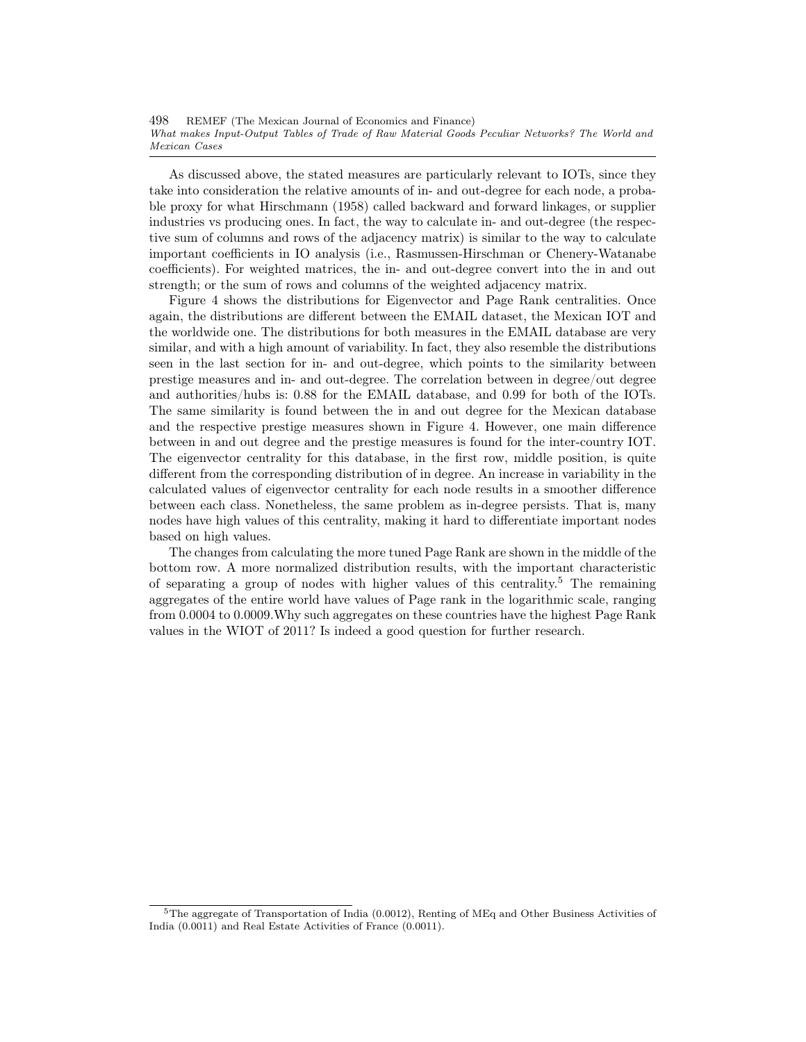As discussed above, the stated measures are particularly relevant to IOTs, since they take into consideration the relative amounts of in- and out-degree for each node, a probable proxy for what Hirschmann (1958) called backward and forward linkages, or supplier industries vs producing ones. In fact, the way to calculate in- and out-degree (the respective sum of columns and rows of the adjacency matrix) is similar to the way to calculate important coefficients in IO analysis (i.e., Rasmussen-Hirschman or Chenery-Watanabe coefficients). For weighted matrices, the in- and out-degree convert into the in and out strength; or the sum of rows and columns of the weighted adjacency matrix.

Figure 4 shows the distributions for Eigenvector and Page Rank centralities. Once again, the distributions are different between the EMAIL dataset, the Mexican IOT and the worldwide one. The distributions for both measures in the EMAIL database are very similar, and with a high amount of variability. In fact, they also resemble the distributions seen in the last section for in- and out-degree, which points to the similarity between prestige measures and in- and out-degree. The correlation between in degree/out degree and authorities/hubs is: 0.88 for the EMAIL database, and 0.99 for both of the IOTs. The same similarity is found between the in and out degree for the Mexican database and the respective prestige measures shown in Figure 4. However, one main difference between in and out degree and the prestige measures is found for the inter-country IOT. The eigenvector centrality for this database, in the first row, middle position, is quite different from the corresponding distribution of in degree. An increase in variability in the calculated values of eigenvector centrality for each node results in a smoother difference between each class. Nonetheless, the same problem as in-degree persists. That is, many nodes have high values of this centrality, making it hard to differentiate important nodes based on high values.

The changes from calculating the more tuned Page Rank are shown in the middle of the bottom row. A more normalized distribution results, with the important characteristic of separating a group of nodes with higher values of this centrality.[5] The remaining aggregates of the entire world have values of Page rank in the logarithmic scale, ranging from 0.0004 to 0.0009.Why such aggregates on these countries have the highest Page Rank values in the WIOT of 2011? Is indeed a good question for further research.

[5] The aggregate of Transportation of India (0.0012), Renting of MEq and Other Business Activities of India (0.0011) and Real Estate Activities of France (0.0011).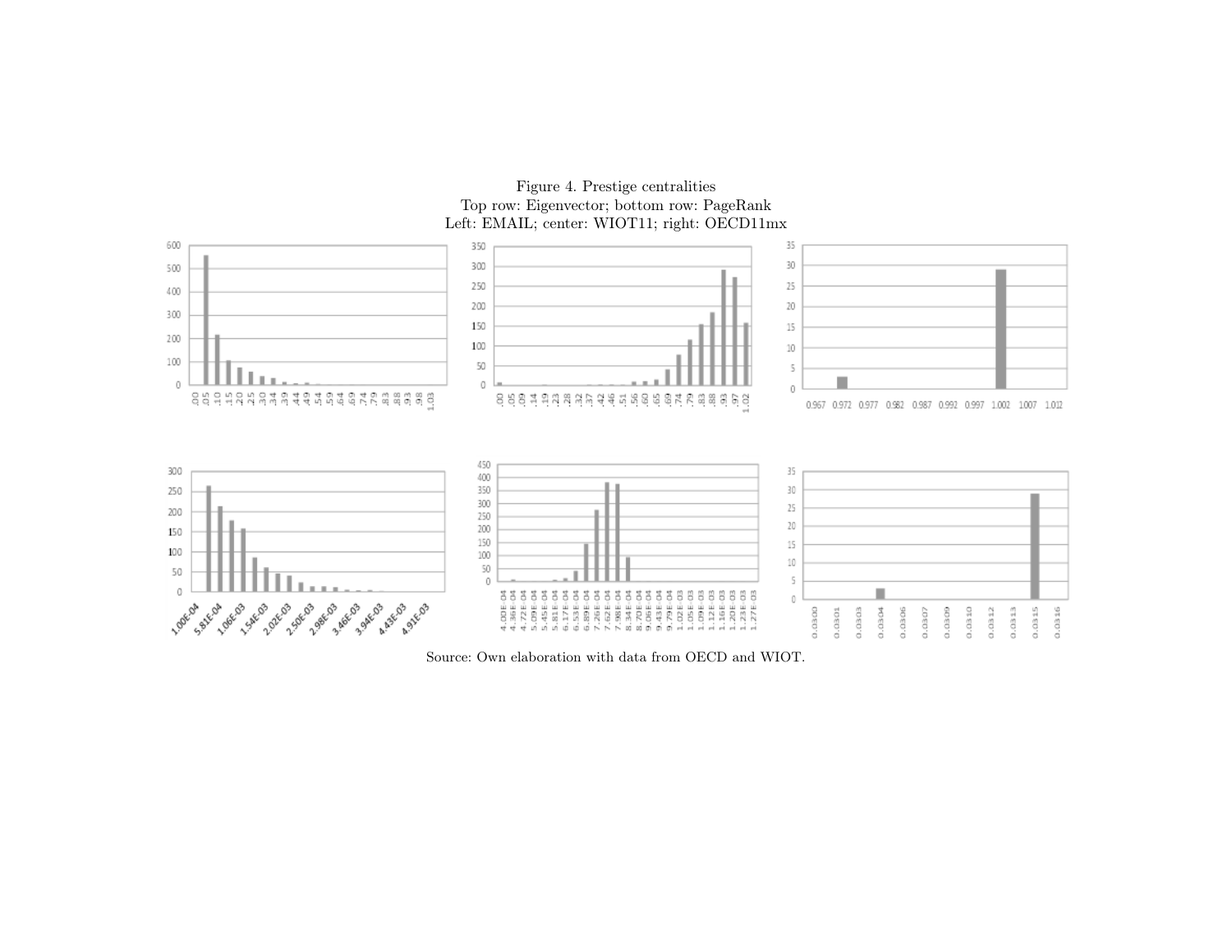Figure 4. Prestige centralities
Top row: Eigenvector; bottom row: PageRank
Left: EMAIL; center: WIOT11; right: OECD11mx

Source: Own elaboration with data from OECD and WIOT.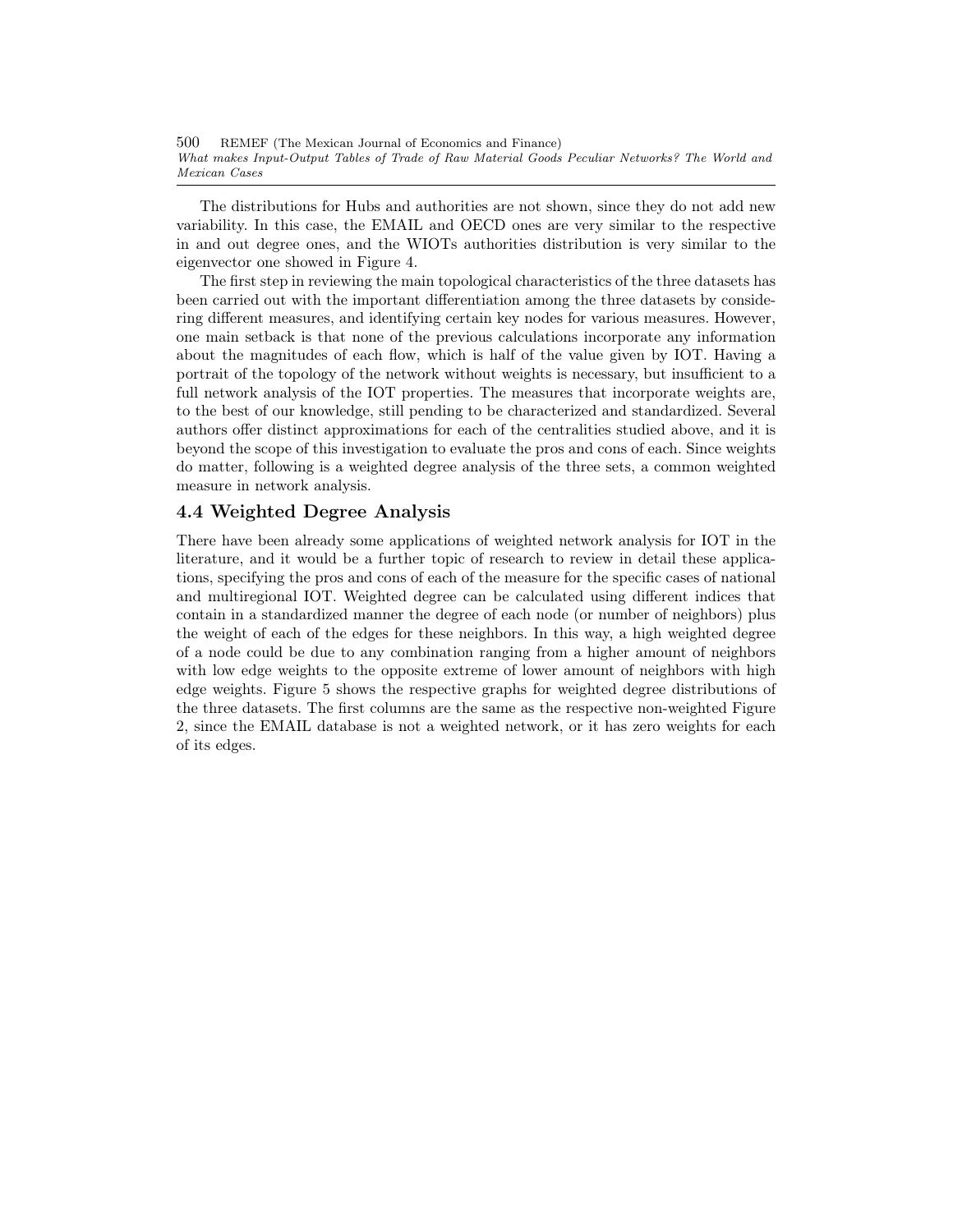The distributions for Hubs and authorities are not shown, since they do not add new variability. In this case, the EMAIL and OECD ones are very similar to the respective in and out degree ones, and the WIOTs authorities distribution is very similar to the eigenvector one showed in Figure 4.

The first step in reviewing the main topological characteristics of the three datasets has been carried out with the important differentiation among the three datasets by considering different measures, and identifying certain key nodes for various measures. However, one main setback is that none of the previous calculations incorporate any information about the magnitudes of each flow, which is half of the value given by IOT. Having a portrait of the topology of the network without weights is necessary, but insufficient to a full network analysis of the IOT properties. The measures that incorporate weights are, to the best of our knowledge, still pending to be characterized and standardized. Several authors offer distinct approximations for each of the centralities studied above, and it is beyond the scope of this investigation to evaluate the pros and cons of each. Since weights do matter, following is a weighted degree analysis of the three sets, a common weighted measure in network analysis.

## 4.4 Weighted Degree Analysis

There have been already some applications of weighted network analysis for IOT in the literature, and it would be a further topic of research to review in detail these applications, specifying the pros and cons of each of the measure for the specific cases of national and multiregional IOT. Weighted degree can be calculated using different indices that contain in a standardized manner the degree of each node (or number of neighbors) plus the weight of each of the edges for these neighbors. In this way, a high weighted degree of a node could be due to any combination ranging from a higher amount of neighbors with low edge weights to the opposite extreme of lower amount of neighbors with high edge weights. Figure 5 shows the respective graphs for weighted degree distributions of the three datasets. The first columns are the same as the respective non-weighted Figure 2, since the EMAIL database is not a weighted network, or it has zero weights for each of its edges.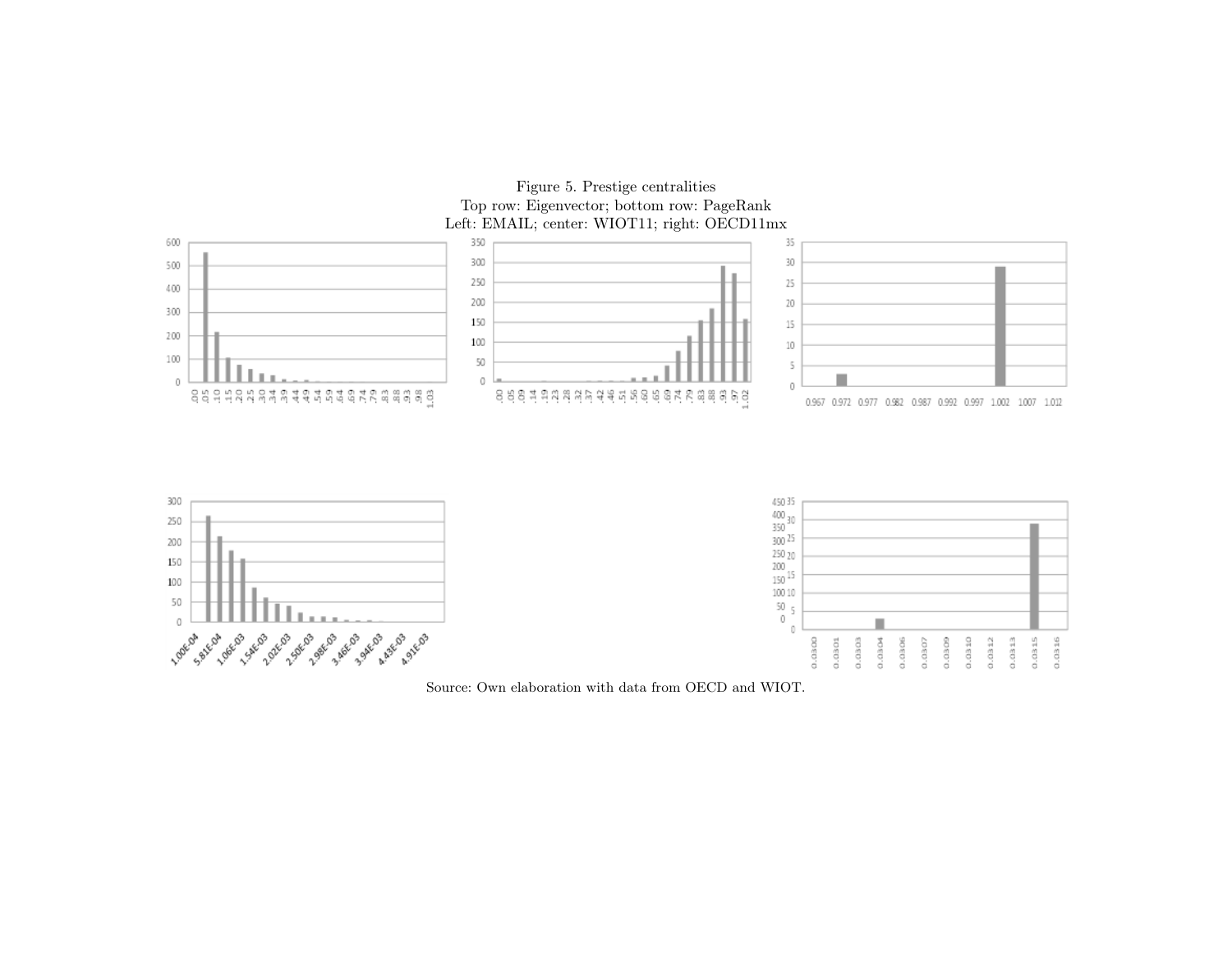Figure 5. Prestige centralities
Top row: Eigenvector; bottom row: PageRank
Left: EMAIL; center: WIOT11; right: OECD11mx

600
500
400
300
200
100
0
.00 .05 .10 .15 .20 .25 .30 .34 .39 .44 .49 .54 .59 .64 .69 .74 .79 .83 .88 .93 .98 1.03

350
300
250
200
150
100
50
0
.00 .05 .09 .14 .19 .23 .28 .32 .37 .42 .46 .51 .56 .60 .65 .69 .74 .79 .83 .88 .93 .97 1.02

35
30
25
20
15
10
5
0
0.967 0.972 0.977 0.982 0.987 0.992 0.997 1.002 1.007 1.012

300
250
200
150
100
50
0
1.00E-04 5.81E-04 1.06E-03 1.54E-03 2.02E-03 2.50E-03 2.98E-03 3.46E-03 3.94E-03 4.43E-03 4.91E-03

450 35
400
30
350
300 25
250
200 20
150 15
100 10
50 5
0 0
0.0300 0.0301 0.0303 0.0304 0.0306 0.0307 0.0309 0.0310 0.0312 0.0313 0.0315 0.0316

Source: Own elaboration with data from OECD and WIOT.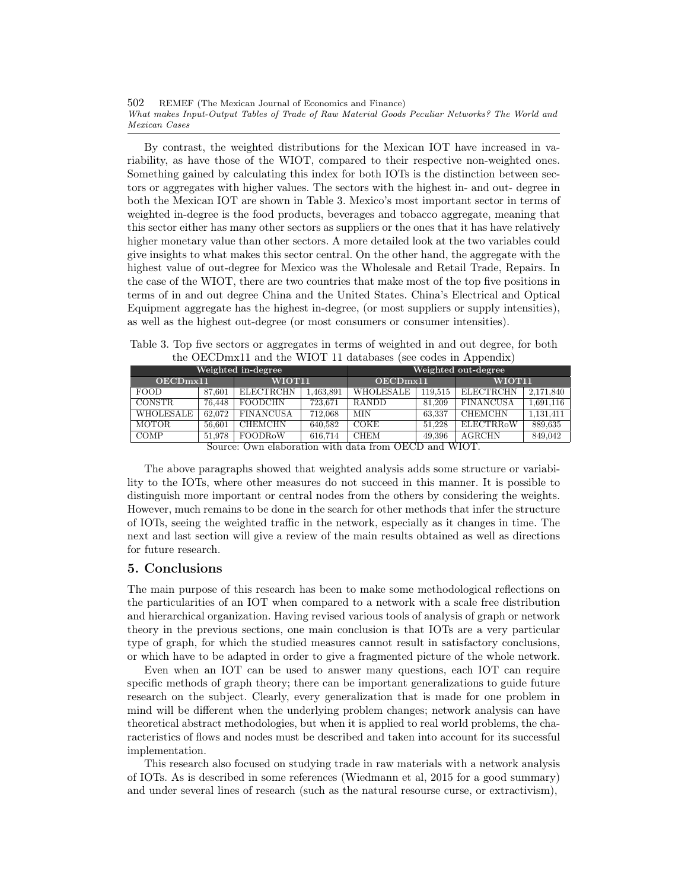By contrast, the weighted distributions for the Mexican IOT have increased in variability, as have those of the WIOT, compared to their respective non-weighted ones. Something gained by calculating this index for both IOTs is the distinction between sectors or aggregates with higher values. The sectors with the highest in- and out- degree in both the Mexican IOT are shown in Table 3. Mexico's most important sector in terms of weighted in-degree is the food products, beverages and tobacco aggregate, meaning that this sector either has many other sectors as suppliers or the ones that it has have relatively higher monetary value than other sectors. A more detailed look at the two variables could give insights to what makes this sector central. On the other hand, the aggregate with the highest value of out-degree for Mexico was the Wholesale and Retail Trade, Repairs. In the case of the WIOT, there are two countries that make most of the top five positions in terms of in and out degree China and the United States. China's Electrical and Optical Equipment aggregate has the highest in-degree, (or most suppliers or supply intensities), as well as the highest out-degree (or most consumers or consumer intensities).

Table 3. Top five sectors or aggregates in terms of weighted in and out degree, for both the OECDmx11 and the WIOT 11 databases (see codes in Appendix)

| Weighted in-degree | | | | Weighted out-degree | | | |
|---|---|---|---|---|---|---|---|
| OECDmx11 | | WIOT11 | | OECDmx11 | | WIOT11 | |
| FOOD | 87,601 | ELECTRCHN | 1,463,891 | WHOLESALE | 119,515 | ELECTRCHN | 2,171,840 |
| CONSTR | 76,448 | FOODCHN | 723,671 | RANDD | 81,209 | FINANCUSA | 1,691,116 |
| WHOLESALE | 62,072 | FINANCUSA | 712,068 | MIN | 63,337 | CHEMCHN | 1,131,411 |
| MOTOR | 56,601 | CHEMCHN | 640,582 | COKE | 51,228 | ELECTRRoW | 889,635 |
| COMP | 51,978 | FOODRoW | 616,714 | CHEM | 49,396 | AGRCHN | 849,042 |

Source: Own elaboration with data from OECD and WIOT.

The above paragraphs showed that weighted analysis adds some structure or variability to the IOTs, where other measures do not succeed in this manner. It is possible to distinguish more important or central nodes from the others by considering the weights. However, much remains to be done in the search for other methods that infer the structure of IOTs, seeing the weighted traffic in the network, especially as it changes in time. The next and last section will give a review of the main results obtained as well as directions for future research.

## 5. Conclusions

The main purpose of this research has been to make some methodological reflections on the particularities of an IOT when compared to a network with a scale free distribution and hierarchical organization. Having revised various tools of analysis of graph or network theory in the previous sections, one main conclusion is that IOTs are a very particular type of graph, for which the studied measures cannot result in satisfactory conclusions, or which have to be adapted in order to give a fragmented picture of the whole network.

Even when an IOT can be used to answer many questions, each IOT can require specific methods of graph theory; there can be important generalizations to guide future research on the subject. Clearly, every generalization that is made for one problem in mind will be different when the underlying problem changes; network analysis can have theoretical abstract methodologies, but when it is applied to real world problems, the characteristics of flows and nodes must be described and taken into account for its successful implementation.

This research also focused on studying trade in raw materials with a network analysis of IOTs. As is described in some references (Wiedmann et al, 2015 for a good summary) and under several lines of research (such as the natural resourse curse, or extractivism),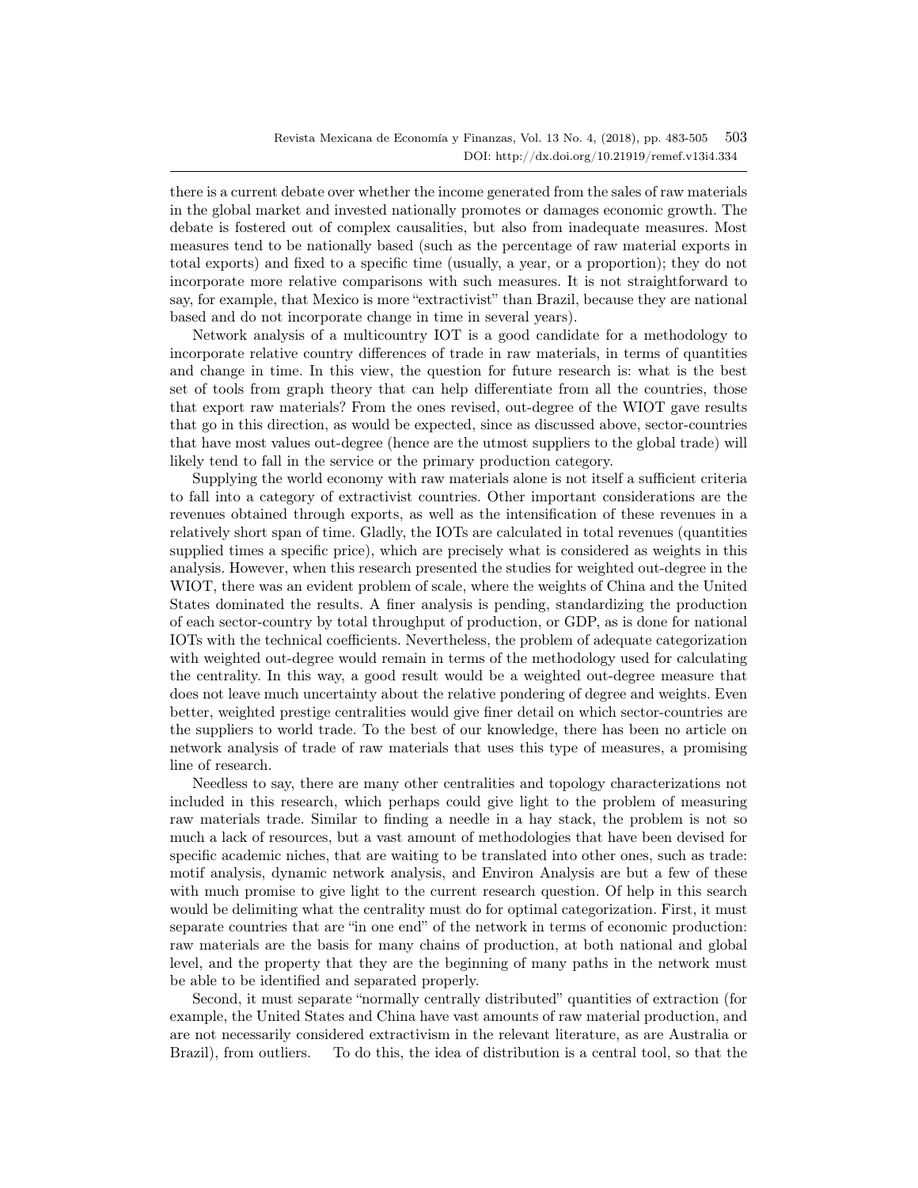there is a current debate over whether the income generated from the sales of raw materials in the global market and invested nationally promotes or damages economic growth. The debate is fostered out of complex causalities, but also from inadequate measures. Most measures tend to be nationally based (such as the percentage of raw material exports in total exports) and fixed to a specific time (usually, a year, or a proportion); they do not incorporate more relative comparisons with such measures. It is not straightforward to say, for example, that Mexico is more "extractivist" than Brazil, because they are national based and do not incorporate change in time in several years).

Network analysis of a multicountry IOT is a good candidate for a methodology to incorporate relative country differences of trade in raw materials, in terms of quantities and change in time. In this view, the question for future research is: what is the best set of tools from graph theory that can help differentiate from all the countries, those that export raw materials? From the ones revised, out-degree of the WIOT gave results that go in this direction, as would be expected, since as discussed above, sector-countries that have most values out-degree (hence are the utmost suppliers to the global trade) will likely tend to fall in the service or the primary production category.

Supplying the world economy with raw materials alone is not itself a sufficient criteria to fall into a category of extractivist countries. Other important considerations are the revenues obtained through exports, as well as the intensification of these revenues in a relatively short span of time. Gladly, the IOTs are calculated in total revenues (quantities supplied times a specific price), which are precisely what is considered as weights in this analysis. However, when this research presented the studies for weighted out-degree in the WIOT, there was an evident problem of scale, where the weights of China and the United States dominated the results. A finer analysis is pending, standardizing the production of each sector-country by total throughput of production, or GDP, as is done for national IOTs with the technical coefficients. Nevertheless, the problem of adequate categorization with weighted out-degree would remain in terms of the methodology used for calculating the centrality. In this way, a good result would be a weighted out-degree measure that does not leave much uncertainty about the relative pondering of degree and weights. Even better, weighted prestige centralities would give finer detail on which sector-countries are the suppliers to world trade. To the best of our knowledge, there has been no article on network analysis of trade of raw materials that uses this type of measures, a promising line of research.

Needless to say, there are many other centralities and topology characterizations not included in this research, which perhaps could give light to the problem of measuring raw materials trade. Similar to finding a needle in a hay stack, the problem is not so much a lack of resources, but a vast amount of methodologies that have been devised for specific academic niches, that are waiting to be translated into other ones, such as trade: motif analysis, dynamic network analysis, and Environ Analysis are but a few of these with much promise to give light to the current research question. Of help in this search would be delimiting what the centrality must do for optimal categorization. First, it must separate countries that are "in one end" of the network in terms of economic production: raw materials are the basis for many chains of production, at both national and global level, and the property that they are the beginning of many paths in the network must be able to be identified and separated properly.

Second, it must separate "normally centrally distributed" quantities of extraction (for example, the United States and China have vast amounts of raw material production, and are not necessarily considered extractivism in the relevant literature, as are Australia or Brazil), from outliers. To do this, the idea of distribution is a central tool, so that the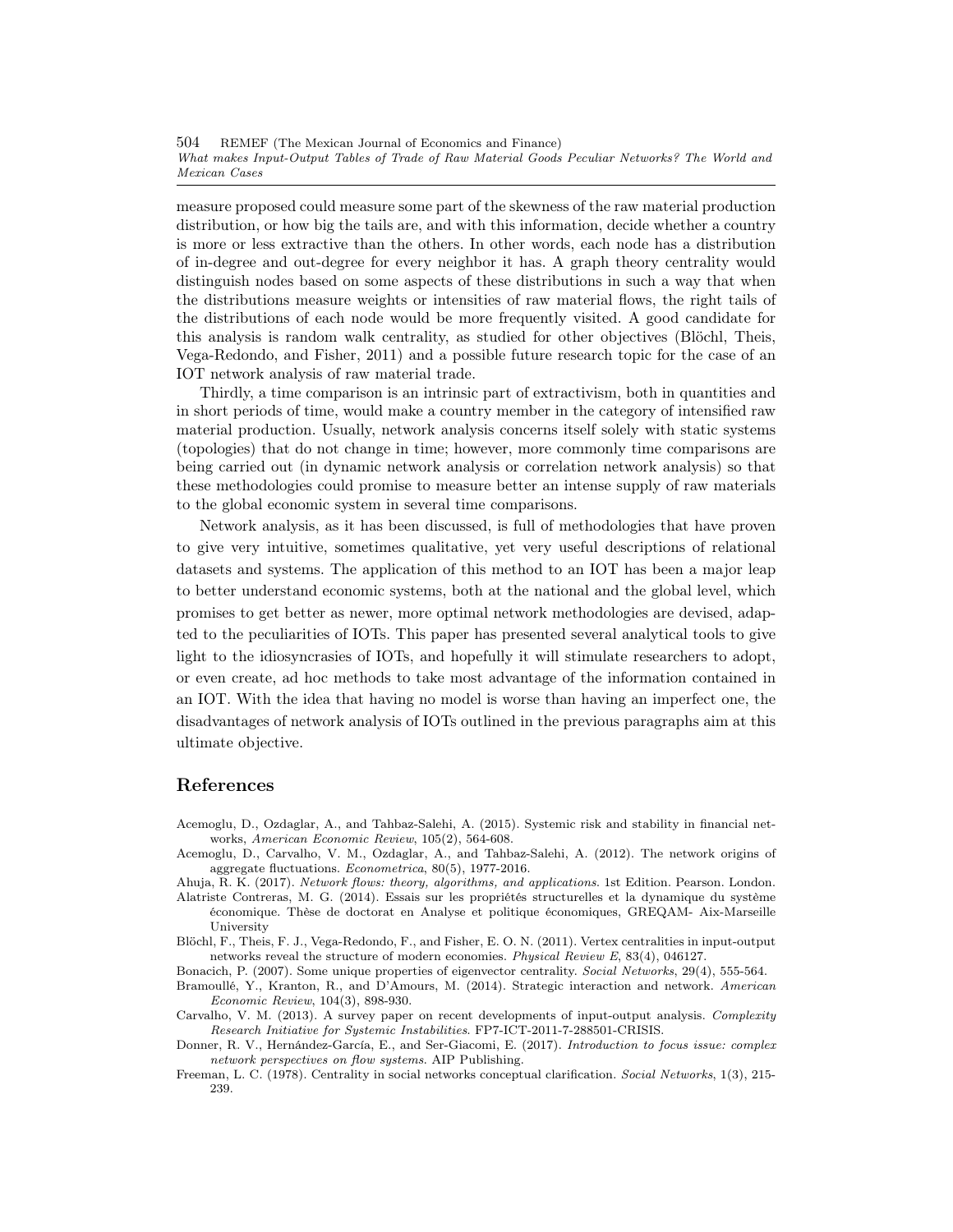measure proposed could measure some part of the skewness of the raw material production distribution, or how big the tails are, and with this information, decide whether a country is more or less extractive than the others. In other words, each node has a distribution of in-degree and out-degree for every neighbor it has. A graph theory centrality would distinguish nodes based on some aspects of these distributions in such a way that when the distributions measure weights or intensities of raw material flows, the right tails of the distributions of each node would be more frequently visited. A good candidate for this analysis is random walk centrality, as studied for other objectives (Blöchl, Theis, Vega-Redondo, and Fisher, 2011) and a possible future research topic for the case of an IOT network analysis of raw material trade.

Thirdly, a time comparison is an intrinsic part of extractivism, both in quantities and in short periods of time, would make a country member in the category of intensified raw material production. Usually, network analysis concerns itself solely with static systems (topologies) that do not change in time; however, more commonly time comparisons are being carried out (in dynamic network analysis or correlation network analysis) so that these methodologies could promise to measure better an intense supply of raw materials to the global economic system in several time comparisons.

Network analysis, as it has been discussed, is full of methodologies that have proven to give very intuitive, sometimes qualitative, yet very useful descriptions of relational datasets and systems. The application of this method to an IOT has been a major leap to better understand economic systems, both at the national and the global level, which promises to get better as newer, more optimal network methodologies are devised, adapted to the peculiarities of IOTs. This paper has presented several analytical tools to give light to the idiosyncrasies of IOTs, and hopefully it will stimulate researchers to adopt, or even create, ad hoc methods to take most advantage of the information contained in an IOT. With the idea that having no model is worse than having an imperfect one, the disadvantages of network analysis of IOTs outlined in the previous paragraphs aim at this ultimate objective.

## References

Acemoglu, D., Ozdaglar, A., and Tahbaz-Salehi, A. (2015). Systemic risk and stability in financial networks, *American Economic Review*, 105(2), 564-608.

Acemoglu, D., Carvalho, V. M., Ozdaglar, A., and Tahbaz-Salehi, A. (2012). The network origins of aggregate fluctuations. *Econometrica*, 80(5), 1977-2016.

Ahuja, R. K. (2017). *Network flows: theory, algorithms, and applications*. 1st Edition. Pearson. London.

Alatriste Contreras, M. G. (2014). Essais sur les propriétés structurelles et la dynamique du système économique. Thèse de doctorat en Analyse et politique économiques, GREQAM- Aix-Marseille University

Blöchl, F., Theis, F. J., Vega-Redondo, F., and Fisher, E. O. N. (2011). Vertex centralities in input-output networks reveal the structure of modern economies. *Physical Review E*, 83(4), 046127.

Bonacich, P. (2007). Some unique properties of eigenvector centrality. *Social Networks*, 29(4), 555-564.

Bramoullé, Y., Kranton, R., and D'Amours, M. (2014). Strategic interaction and network. *American Economic Review*, 104(3), 898-930.

Carvalho, V. M. (2013). A survey paper on recent developments of input-output analysis. *Complexity Research Initiative for Systemic Instabilities*. FP7-ICT-2011-7-288501-CRISIS.

Donner, R. V., Hernández-García, E., and Ser-Giacomi, E. (2017). *Introduction to focus issue: complex network perspectives on flow systems*. AIP Publishing.

Freeman, L. C. (1978). Centrality in social networks conceptual clarification. *Social Networks*, 1(3), 215-239.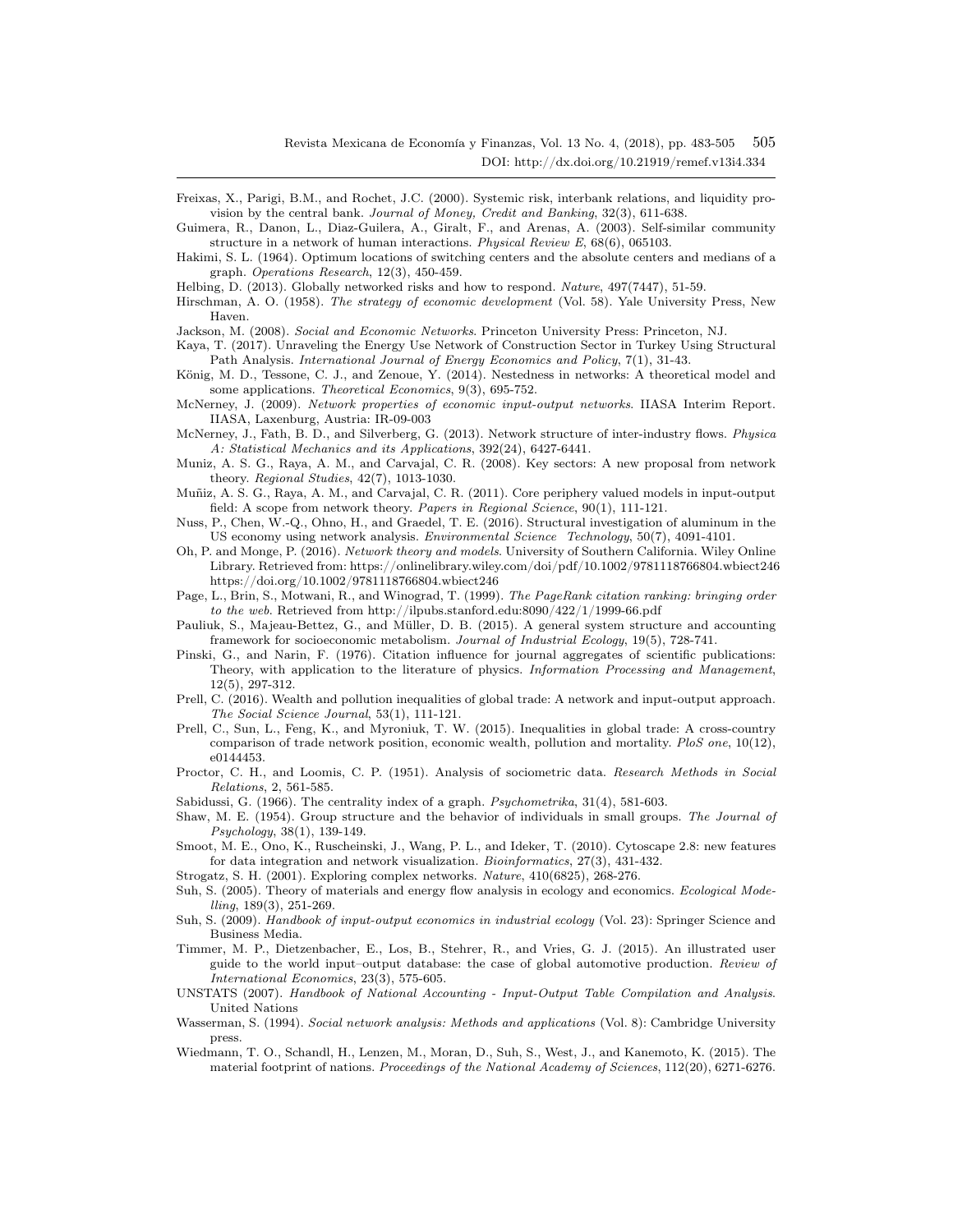Freixas, X., Parigi, B.M., and Rochet, J.C. (2000). Systemic risk, interbank relations, and liquidity provision by the central bank. *Journal of Money, Credit and Banking*, 32(3), 611-638.

Guimera, R., Danon, L., Diaz-Guilera, A., Giralt, F., and Arenas, A. (2003). Self-similar community structure in a network of human interactions. *Physical Review E*, 68(6), 065103.

Hakimi, S. L. (1964). Optimum locations of switching centers and the absolute centers and medians of a graph. *Operations Research*, 12(3), 450-459.

Helbing, D. (2013). Globally networked risks and how to respond. *Nature*, 497(7447), 51-59.

Hirschman, A. O. (1958). *The strategy of economic development* (Vol. 58). Yale University Press, New Haven.

Jackson, M. (2008). *Social and Economic Networks*. Princeton University Press: Princeton, NJ.

Kaya, T. (2017). Unraveling the Energy Use Network of Construction Sector in Turkey Using Structural Path Analysis. *International Journal of Energy Economics and Policy*, 7(1), 31-43.

König, M. D., Tessone, C. J., and Zenoue, Y. (2014). Nestedness in networks: A theoretical model and some applications. *Theoretical Economics*, 9(3), 695-752.

McNerney, J. (2009). *Network properties of economic input-output networks*. IIASA Interim Report. IIASA, Laxenburg, Austria: IR-09-003

McNerney, J., Fath, B. D., and Silverberg, G. (2013). Network structure of inter-industry flows. *Physica A: Statistical Mechanics and its Applications*, 392(24), 6427-6441.

Muniz, A. S. G., Raya, A. M., and Carvajal, C. R. (2008). Key sectors: A new proposal from network theory. *Regional Studies*, 42(7), 1013-1030.

Muñiz, A. S. G., Raya, A. M., and Carvajal, C. R. (2011). Core periphery valued models in input-output field: A scope from network theory. *Papers in Regional Science*, 90(1), 111-121.

Nuss, P., Chen, W.-Q., Ohno, H., and Graedel, T. E. (2016). Structural investigation of aluminum in the US economy using network analysis. *Environmental Science Technology*, 50(7), 4091-4101.

Oh, P. and Monge, P. (2016). *Network theory and models*. University of Southern California. Wiley Online Library. Retrieved from: https://onlinelibrary.wiley.com/doi/pdf/10.1002/9781118766804.wbiect246 https://doi.org/10.1002/9781118766804.wbiect246

Page, L., Brin, S., Motwani, R., and Winograd, T. (1999). *The PageRank citation ranking: bringing order to the web*. Retrieved from http://ilpubs.stanford.edu:8090/422/1/1999-66.pdf

Pauliuk, S., Majeau-Bettez, G., and Müller, D. B. (2015). A general system structure and accounting framework for socioeconomic metabolism. *Journal of Industrial Ecology*, 19(5), 728-741.

Pinski, G., and Narin, F. (1976). Citation influence for journal aggregates of scientific publications: Theory, with application to the literature of physics. *Information Processing and Management*, 12(5), 297-312.

Prell, C. (2016). Wealth and pollution inequalities of global trade: A network and input-output approach. *The Social Science Journal*, 53(1), 111-121.

Prell, C., Sun, L., Feng, K., and Myroniuk, T. W. (2015). Inequalities in global trade: A cross-country comparison of trade network position, economic wealth, pollution and mortality. *PloS one*, 10(12), e0144453.

Proctor, C. H., and Loomis, C. P. (1951). Analysis of sociometric data. *Research Methods in Social Relations*, 2, 561-585.

Sabidussi, G. (1966). The centrality index of a graph. *Psychometrika*, 31(4), 581-603.

Shaw, M. E. (1954). Group structure and the behavior of individuals in small groups. *The Journal of Psychology*, 38(1), 139-149.

Smoot, M. E., Ono, K., Ruscheinski, J., Wang, P. L., and Ideker, T. (2010). Cytoscape 2.8: new features for data integration and network visualization. *Bioinformatics*, 27(3), 431-432.

Strogatz, S. H. (2001). Exploring complex networks. *Nature*, 410(6825), 268-276.

Suh, S. (2005). Theory of materials and energy flow analysis in ecology and economics. *Ecological Modelling*, 189(3), 251-269.

Suh, S. (2009). *Handbook of input-output economics in industrial ecology* (Vol. 23): Springer Science and Business Media.

Timmer, M. P., Dietzenbacher, E., Los, B., Stehrer, R., and Vries, G. J. (2015). An illustrated user guide to the world input–output database: the case of global automotive production. *Review of International Economics*, 23(3), 575-605.

UNSTATS (2007). *Handbook of National Accounting - Input-Output Table Compilation and Analysis*. United Nations

Wasserman, S. (1994). *Social network analysis: Methods and applications* (Vol. 8): Cambridge University press.

Wiedmann, T. O., Schandl, H., Lenzen, M., Moran, D., Suh, S., West, J., and Kanemoto, K. (2015). The material footprint of nations. *Proceedings of the National Academy of Sciences*, 112(20), 6271-6276.